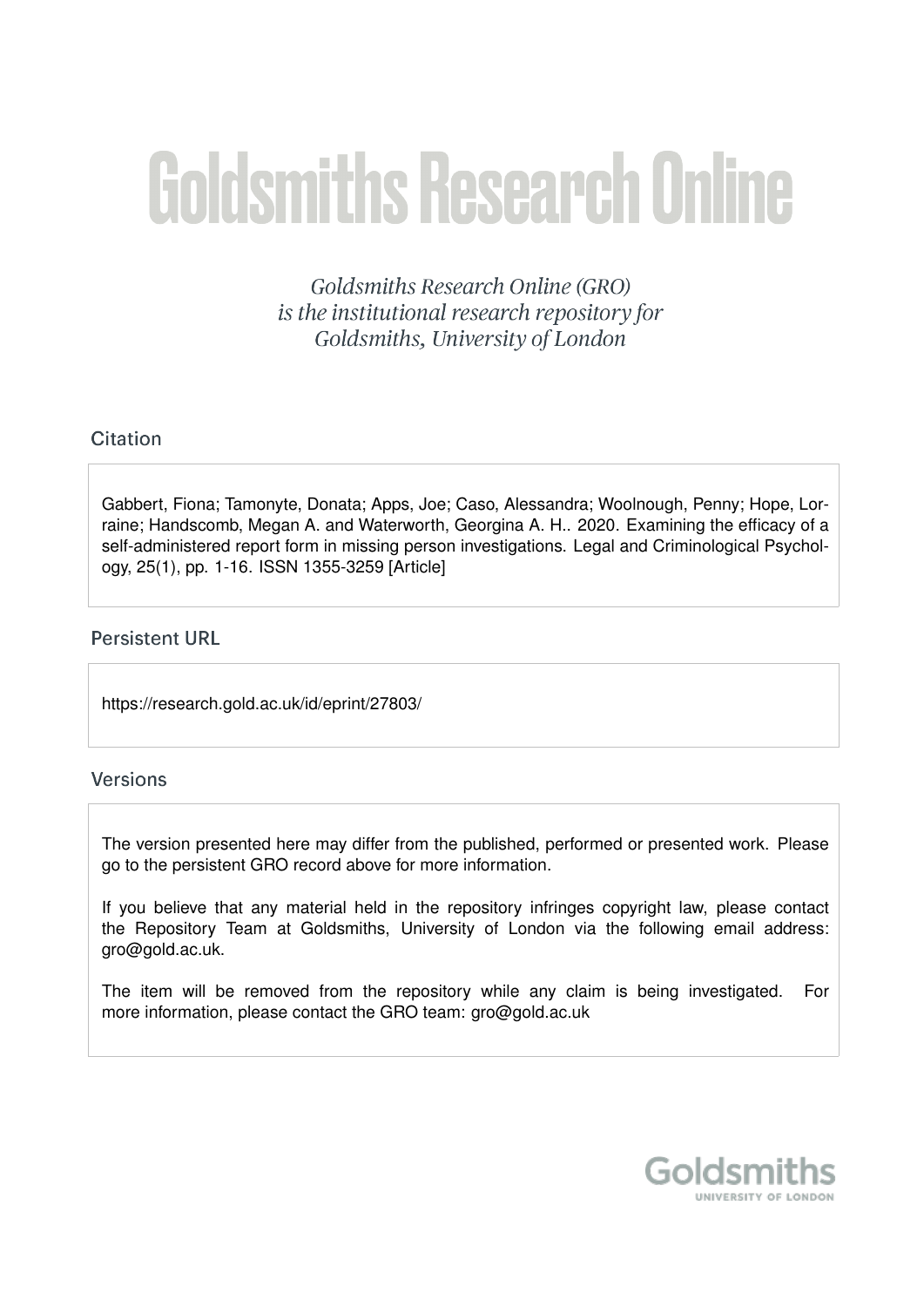# Goldsmiths Research Online

*Goldsmiths Research Online (GRO) is the institutional research repository for Goldsmiths, University of London*

## Citation

Gabbert, Fiona; Tamonyte, Donata; Apps, Joe; Caso, Alessandra; Woolnough, Penny; Hope, Lorraine; Handscomb, Megan A. and Waterworth, Georgina A. H.. 2020. Examining the efficacy of a self-administered report form in missing person investigations. Legal and Criminological Psychology, 25(1), pp. 1-16. ISSN 1355-3259 [Article]

## Persistent URL

https://research.gold.ac.uk/id/eprint/27803/

## Versions

The version presented here may differ from the published, performed or presented work. Please go to the persistent GRO record above for more information.

If you believe that any material held in the repository infringes copyright law, please contact the Repository Team at Goldsmiths, University of London via the following email address: gro@gold.ac.uk.

The item will be removed from the repository while any claim is being investigated. For more information, please contact the GRO team: gro@gold.ac.uk

Goldsmiths
UNIVERSITY OF LONDON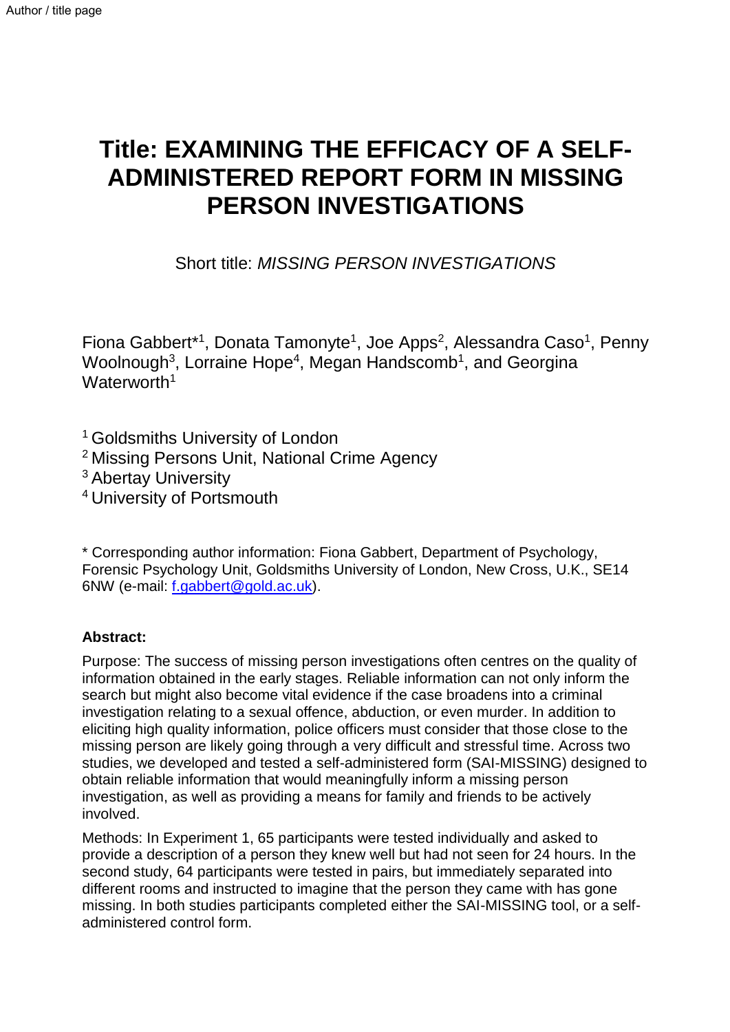# Title: EXAMINING THE EFFICACY OF A SELF-ADMINISTERED REPORT FORM IN MISSING PERSON INVESTIGATIONS

Short title: *MISSING PERSON INVESTIGATIONS*

Fiona Gabbert*[1], Donata Tamonyte[1], Joe Apps[2], Alessandra Caso[1], Penny Woolnough[3], Lorraine Hope[4], Megan Handscomb[1], and Georgina Waterworth[1]

[1] Goldsmiths University of London
[2] Missing Persons Unit, National Crime Agency
[3] Abertay University
[4] University of Portsmouth

* Corresponding author information: Fiona Gabbert, Department of Psychology, Forensic Psychology Unit, Goldsmiths University of London, New Cross, U.K., SE14 6NW (e-mail: f.gabbert@gold.ac.uk).

**Abstract:**

Purpose: The success of missing person investigations often centres on the quality of information obtained in the early stages. Reliable information can not only inform the search but might also become vital evidence if the case broadens into a criminal investigation relating to a sexual offence, abduction, or even murder. In addition to eliciting high quality information, police officers must consider that those close to the missing person are likely going through a very difficult and stressful time. Across two studies, we developed and tested a self-administered form (SAI-MISSING) designed to obtain reliable information that would meaningfully inform a missing person investigation, as well as providing a means for family and friends to be actively involved.

Methods: In Experiment 1, 65 participants were tested individually and asked to provide a description of a person they knew well but had not seen for 24 hours. In the second study, 64 participants were tested in pairs, but immediately separated into different rooms and instructed to imagine that the person they came with has gone missing. In both studies participants completed either the SAI-MISSING tool, or a self-administered control form.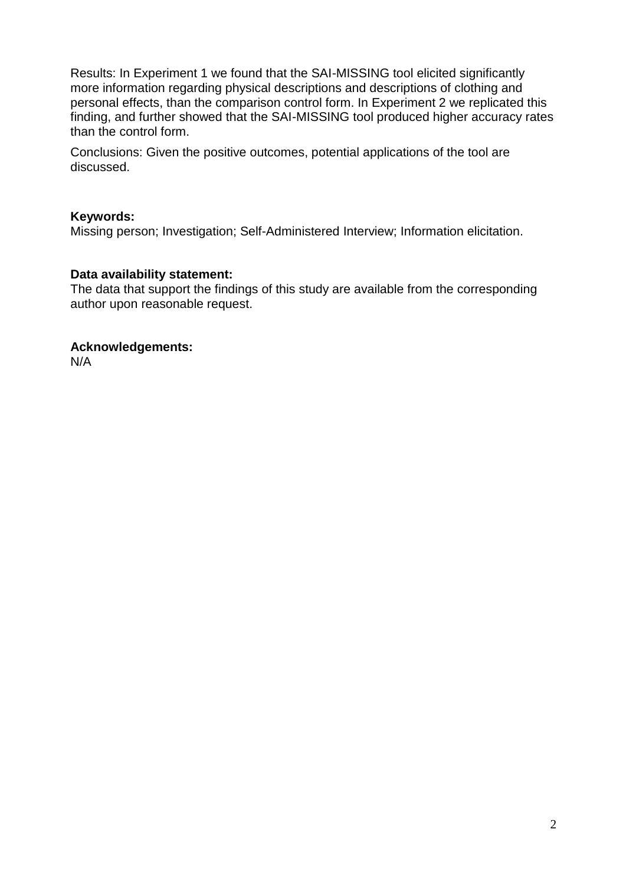Results: In Experiment 1 we found that the SAI-MISSING tool elicited significantly more information regarding physical descriptions and descriptions of clothing and personal effects, than the comparison control form. In Experiment 2 we replicated this finding, and further showed that the SAI-MISSING tool produced higher accuracy rates than the control form.

Conclusions: Given the positive outcomes, potential applications of the tool are discussed.

**Keywords:**
Missing person; Investigation; Self-Administered Interview; Information elicitation.

**Data availability statement:**
The data that support the findings of this study are available from the corresponding author upon reasonable request.

**Acknowledgements:**
N/A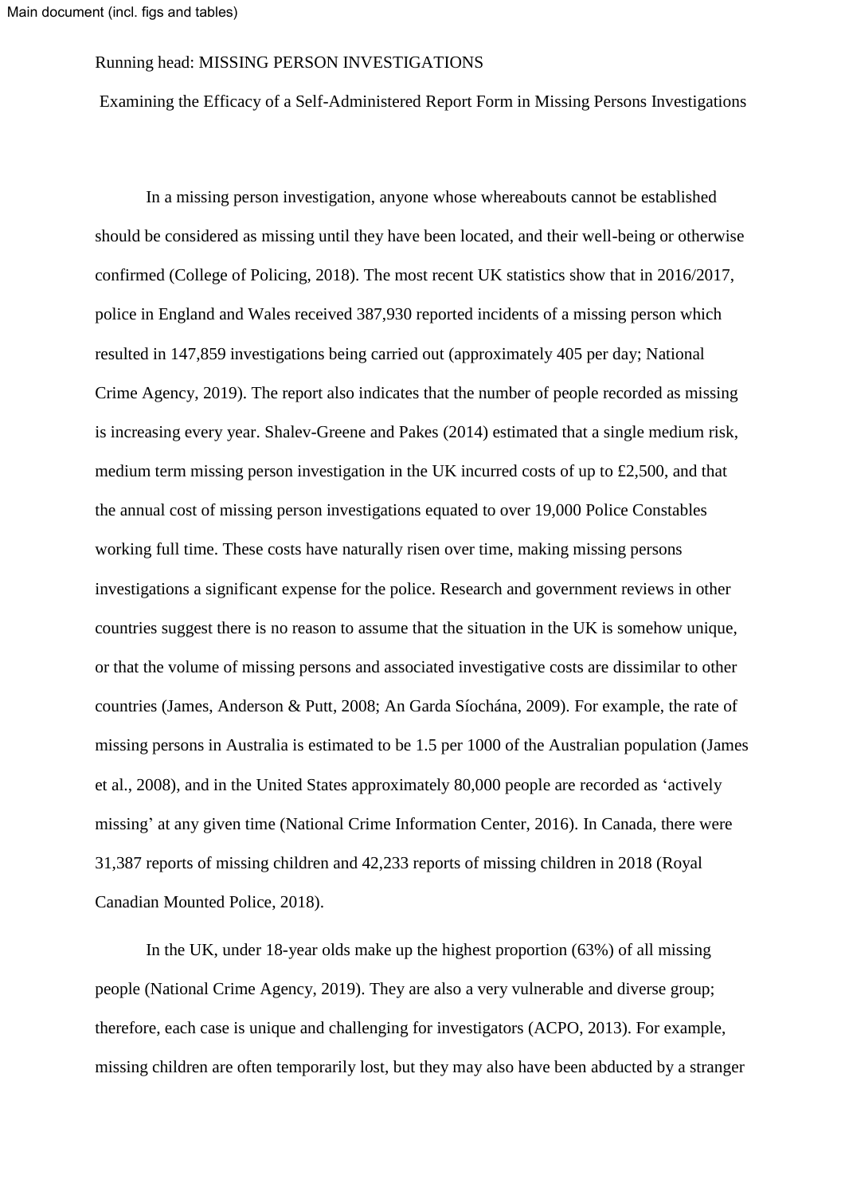Examining the Efficacy of a Self-Administered Report Form in Missing Persons Investigations

In a missing person investigation, anyone whose whereabouts cannot be established should be considered as missing until they have been located, and their well-being or otherwise confirmed (College of Policing, 2018). The most recent UK statistics show that in 2016/2017, police in England and Wales received 387,930 reported incidents of a missing person which resulted in 147,859 investigations being carried out (approximately 405 per day; National Crime Agency, 2019). The report also indicates that the number of people recorded as missing is increasing every year. Shalev-Greene and Pakes (2014) estimated that a single medium risk, medium term missing person investigation in the UK incurred costs of up to £2,500, and that the annual cost of missing person investigations equated to over 19,000 Police Constables working full time. These costs have naturally risen over time, making missing persons investigations a significant expense for the police. Research and government reviews in other countries suggest there is no reason to assume that the situation in the UK is somehow unique, or that the volume of missing persons and associated investigative costs are dissimilar to other countries (James, Anderson & Putt, 2008; An Garda Síochána, 2009). For example, the rate of missing persons in Australia is estimated to be 1.5 per 1000 of the Australian population (James et al., 2008), and in the United States approximately 80,000 people are recorded as 'actively missing' at any given time (National Crime Information Center, 2016). In Canada, there were 31,387 reports of missing children and 42,233 reports of missing children in 2018 (Royal Canadian Mounted Police, 2018).

In the UK, under 18-year olds make up the highest proportion (63%) of all missing people (National Crime Agency, 2019). They are also a very vulnerable and diverse group; therefore, each case is unique and challenging for investigators (ACPO, 2013). For example, missing children are often temporarily lost, but they may also have been abducted by a stranger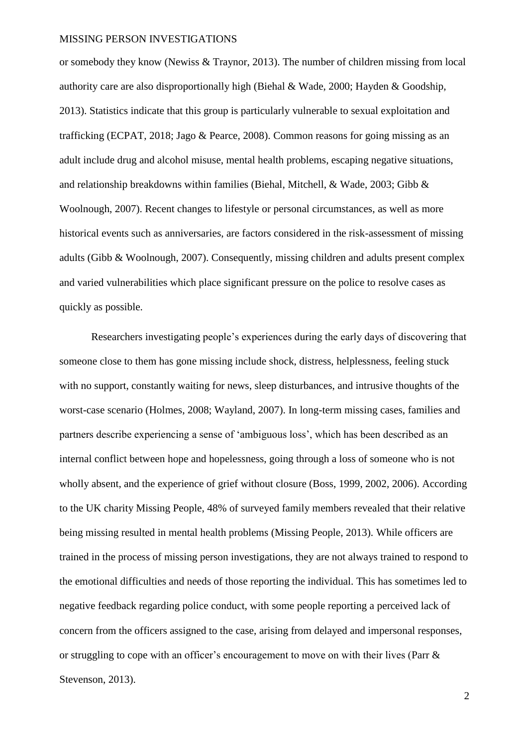or somebody they know (Newiss & Traynor, 2013). The number of children missing from local authority care are also disproportionally high (Biehal & Wade, 2000; Hayden & Goodship, 2013). Statistics indicate that this group is particularly vulnerable to sexual exploitation and trafficking (ECPAT, 2018; Jago & Pearce, 2008). Common reasons for going missing as an adult include drug and alcohol misuse, mental health problems, escaping negative situations, and relationship breakdowns within families (Biehal, Mitchell, & Wade, 2003; Gibb & Woolnough, 2007). Recent changes to lifestyle or personal circumstances, as well as more historical events such as anniversaries, are factors considered in the risk-assessment of missing adults (Gibb & Woolnough, 2007). Consequently, missing children and adults present complex and varied vulnerabilities which place significant pressure on the police to resolve cases as quickly as possible.

Researchers investigating people's experiences during the early days of discovering that someone close to them has gone missing include shock, distress, helplessness, feeling stuck with no support, constantly waiting for news, sleep disturbances, and intrusive thoughts of the worst-case scenario (Holmes, 2008; Wayland, 2007). In long-term missing cases, families and partners describe experiencing a sense of 'ambiguous loss', which has been described as an internal conflict between hope and hopelessness, going through a loss of someone who is not wholly absent, and the experience of grief without closure (Boss, 1999, 2002, 2006). According to the UK charity Missing People, 48% of surveyed family members revealed that their relative being missing resulted in mental health problems (Missing People, 2013). While officers are trained in the process of missing person investigations, they are not always trained to respond to the emotional difficulties and needs of those reporting the individual. This has sometimes led to negative feedback regarding police conduct, with some people reporting a perceived lack of concern from the officers assigned to the case, arising from delayed and impersonal responses, or struggling to cope with an officer's encouragement to move on with their lives (Parr & Stevenson, 2013).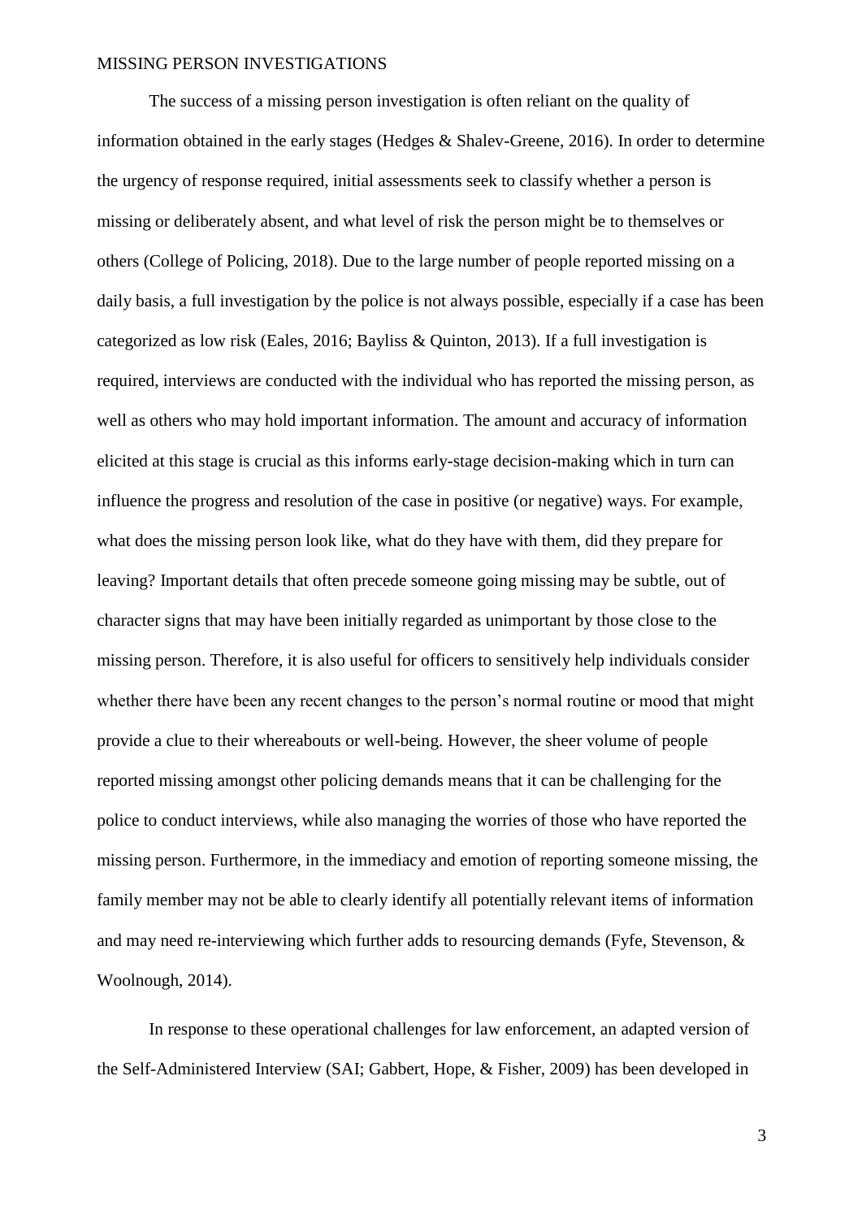The success of a missing person investigation is often reliant on the quality of information obtained in the early stages (Hedges & Shalev-Greene, 2016). In order to determine the urgency of response required, initial assessments seek to classify whether a person is missing or deliberately absent, and what level of risk the person might be to themselves or others (College of Policing, 2018). Due to the large number of people reported missing on a daily basis, a full investigation by the police is not always possible, especially if a case has been categorized as low risk (Eales, 2016; Bayliss & Quinton, 2013). If a full investigation is required, interviews are conducted with the individual who has reported the missing person, as well as others who may hold important information. The amount and accuracy of information elicited at this stage is crucial as this informs early-stage decision-making which in turn can influence the progress and resolution of the case in positive (or negative) ways. For example, what does the missing person look like, what do they have with them, did they prepare for leaving? Important details that often precede someone going missing may be subtle, out of character signs that may have been initially regarded as unimportant by those close to the missing person. Therefore, it is also useful for officers to sensitively help individuals consider whether there have been any recent changes to the person's normal routine or mood that might provide a clue to their whereabouts or well-being. However, the sheer volume of people reported missing amongst other policing demands means that it can be challenging for the police to conduct interviews, while also managing the worries of those who have reported the missing person. Furthermore, in the immediacy and emotion of reporting someone missing, the family member may not be able to clearly identify all potentially relevant items of information and may need re-interviewing which further adds to resourcing demands (Fyfe, Stevenson, & Woolnough, 2014).

In response to these operational challenges for law enforcement, an adapted version of the Self-Administered Interview (SAI; Gabbert, Hope, & Fisher, 2009) has been developed in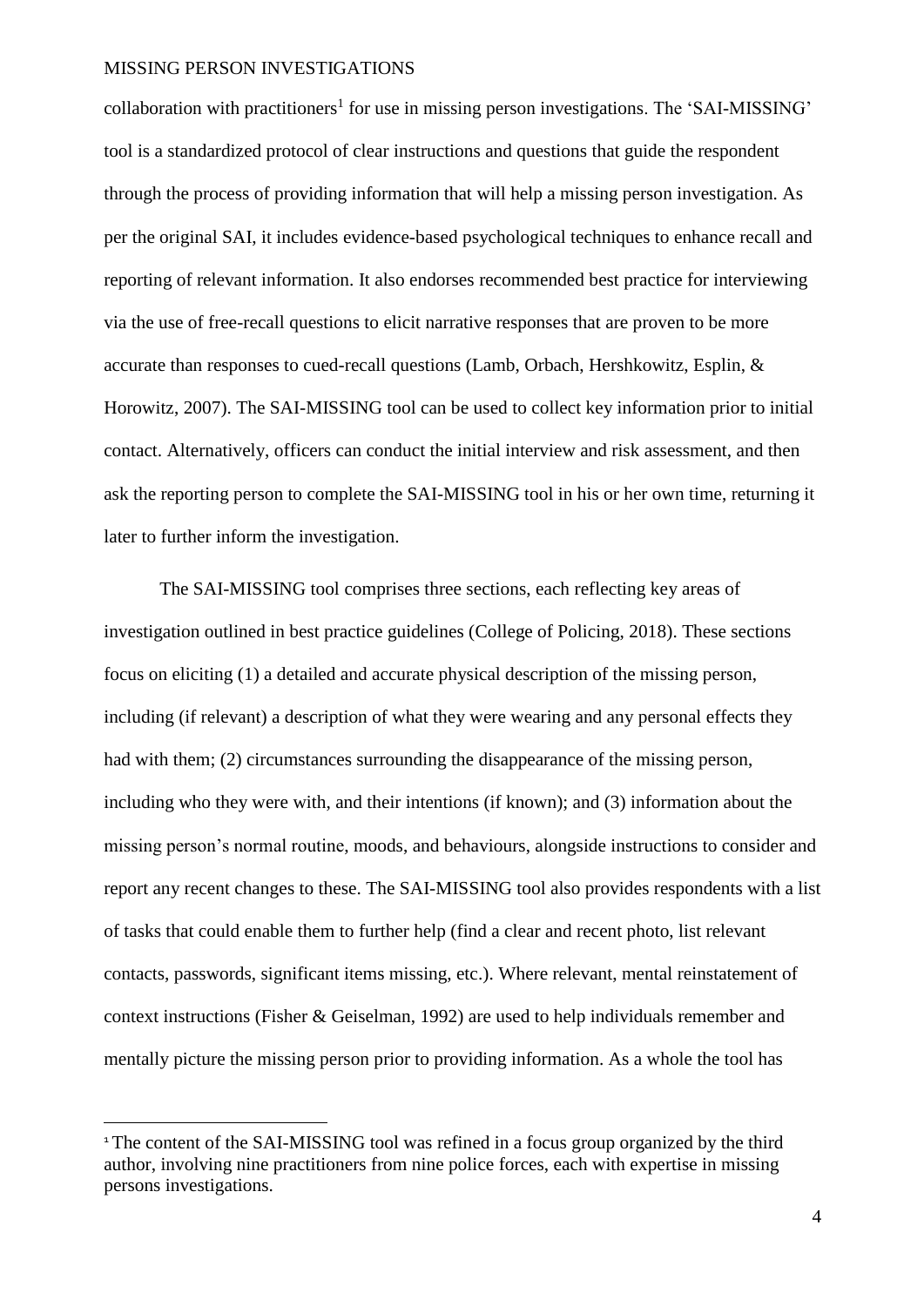collaboration with practitioners[1] for use in missing person investigations. The 'SAI-MISSING' tool is a standardized protocol of clear instructions and questions that guide the respondent through the process of providing information that will help a missing person investigation. As per the original SAI, it includes evidence-based psychological techniques to enhance recall and reporting of relevant information. It also endorses recommended best practice for interviewing via the use of free-recall questions to elicit narrative responses that are proven to be more accurate than responses to cued-recall questions (Lamb, Orbach, Hershkowitz, Esplin, & Horowitz, 2007). The SAI-MISSING tool can be used to collect key information prior to initial contact. Alternatively, officers can conduct the initial interview and risk assessment, and then ask the reporting person to complete the SAI-MISSING tool in his or her own time, returning it later to further inform the investigation.

The SAI-MISSING tool comprises three sections, each reflecting key areas of investigation outlined in best practice guidelines (College of Policing, 2018). These sections focus on eliciting (1) a detailed and accurate physical description of the missing person, including (if relevant) a description of what they were wearing and any personal effects they had with them; (2) circumstances surrounding the disappearance of the missing person, including who they were with, and their intentions (if known); and (3) information about the missing person's normal routine, moods, and behaviours, alongside instructions to consider and report any recent changes to these. The SAI-MISSING tool also provides respondents with a list of tasks that could enable them to further help (find a clear and recent photo, list relevant contacts, passwords, significant items missing, etc.). Where relevant, mental reinstatement of context instructions (Fisher & Geiselman, 1992) are used to help individuals remember and mentally picture the missing person prior to providing information. As a whole the tool has

[1] The content of the SAI-MISSING tool was refined in a focus group organized by the third author, involving nine practitioners from nine police forces, each with expertise in missing persons investigations.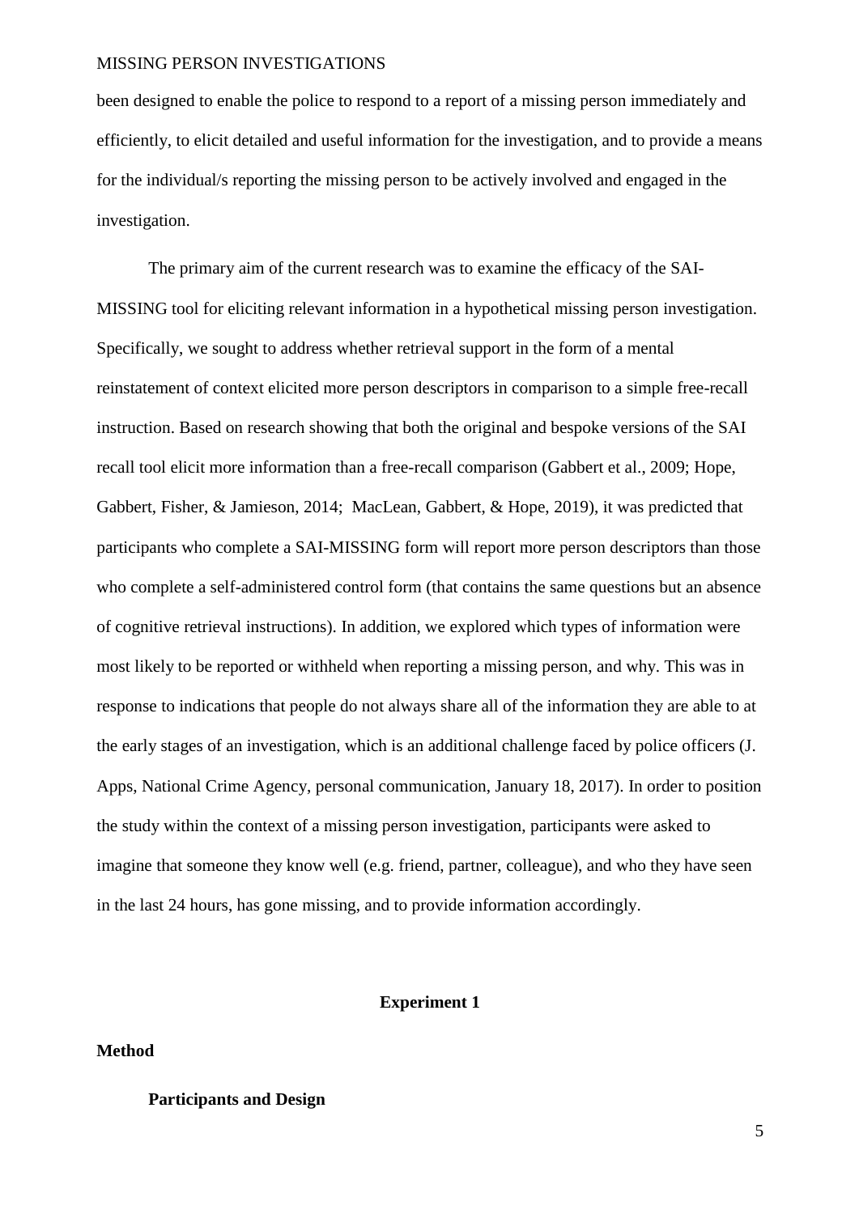been designed to enable the police to respond to a report of a missing person immediately and efficiently, to elicit detailed and useful information for the investigation, and to provide a means for the individual/s reporting the missing person to be actively involved and engaged in the investigation.

The primary aim of the current research was to examine the efficacy of the SAI-MISSING tool for eliciting relevant information in a hypothetical missing person investigation. Specifically, we sought to address whether retrieval support in the form of a mental reinstatement of context elicited more person descriptors in comparison to a simple free-recall instruction. Based on research showing that both the original and bespoke versions of the SAI recall tool elicit more information than a free-recall comparison (Gabbert et al., 2009; Hope, Gabbert, Fisher, & Jamieson, 2014; MacLean, Gabbert, & Hope, 2019), it was predicted that participants who complete a SAI-MISSING form will report more person descriptors than those who complete a self-administered control form (that contains the same questions but an absence of cognitive retrieval instructions). In addition, we explored which types of information were most likely to be reported or withheld when reporting a missing person, and why. This was in response to indications that people do not always share all of the information they are able to at the early stages of an investigation, which is an additional challenge faced by police officers (J. Apps, National Crime Agency, personal communication, January 18, 2017). In order to position the study within the context of a missing person investigation, participants were asked to imagine that someone they know well (e.g. friend, partner, colleague), and who they have seen in the last 24 hours, has gone missing, and to provide information accordingly.

## Experiment 1

### Method

#### Participants and Design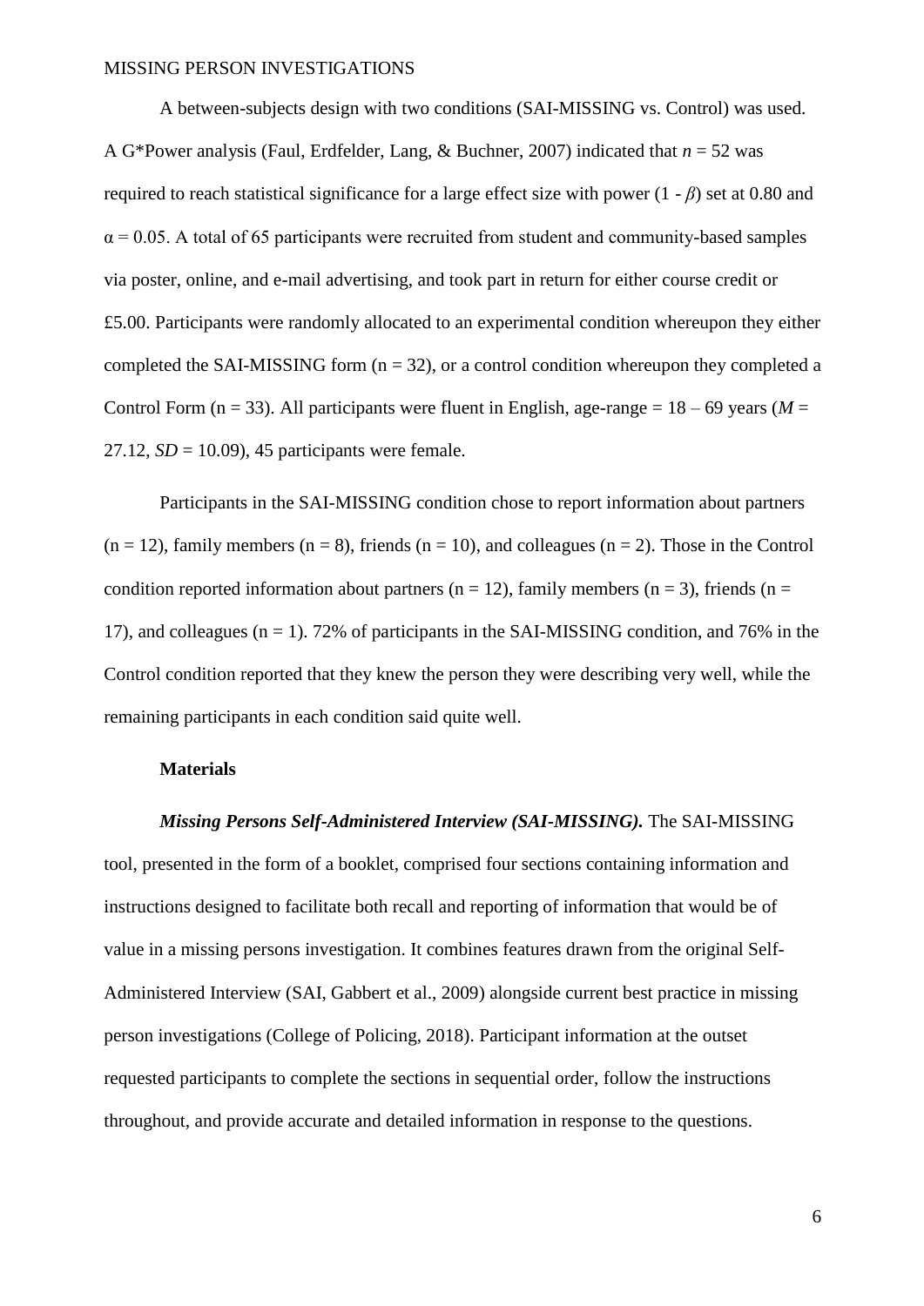A between-subjects design with two conditions (SAI-MISSING vs. Control) was used. A G*Power analysis (Faul, Erdfelder, Lang, & Buchner, 2007) indicated that $n = 52$ was required to reach statistical significance for a large effect size with power ($1 - \beta$) set at 0.80 and $\alpha = 0.05$. A total of 65 participants were recruited from student and community-based samples via poster, online, and e-mail advertising, and took part in return for either course credit or £5.00. Participants were randomly allocated to an experimental condition whereupon they either completed the SAI-MISSING form ($n = 32$), or a control condition whereupon they completed a Control Form ($n = 33$). All participants were fluent in English, age-range = 18 – 69 years ($M = 27.12$, $SD = 10.09$), 45 participants were female.

Participants in the SAI-MISSING condition chose to report information about partners ($n = 12$), family members ($n = 8$), friends ($n = 10$), and colleagues ($n = 2$). Those in the Control condition reported information about partners ($n = 12$), family members ($n = 3$), friends ($n = 17$), and colleagues ($n = 1$). 72% of participants in the SAI-MISSING condition, and 76% in the Control condition reported that they knew the person they were describing very well, while the remaining participants in each condition said quite well.

### Materials

***Missing Persons Self-Administered Interview (SAI-MISSING).*** The SAI-MISSING tool, presented in the form of a booklet, comprised four sections containing information and instructions designed to facilitate both recall and reporting of information that would be of value in a missing persons investigation. It combines features drawn from the original Self-Administered Interview (SAI, Gabbert et al., 2009) alongside current best practice in missing person investigations (College of Policing, 2018). Participant information at the outset requested participants to complete the sections in sequential order, follow the instructions throughout, and provide accurate and detailed information in response to the questions.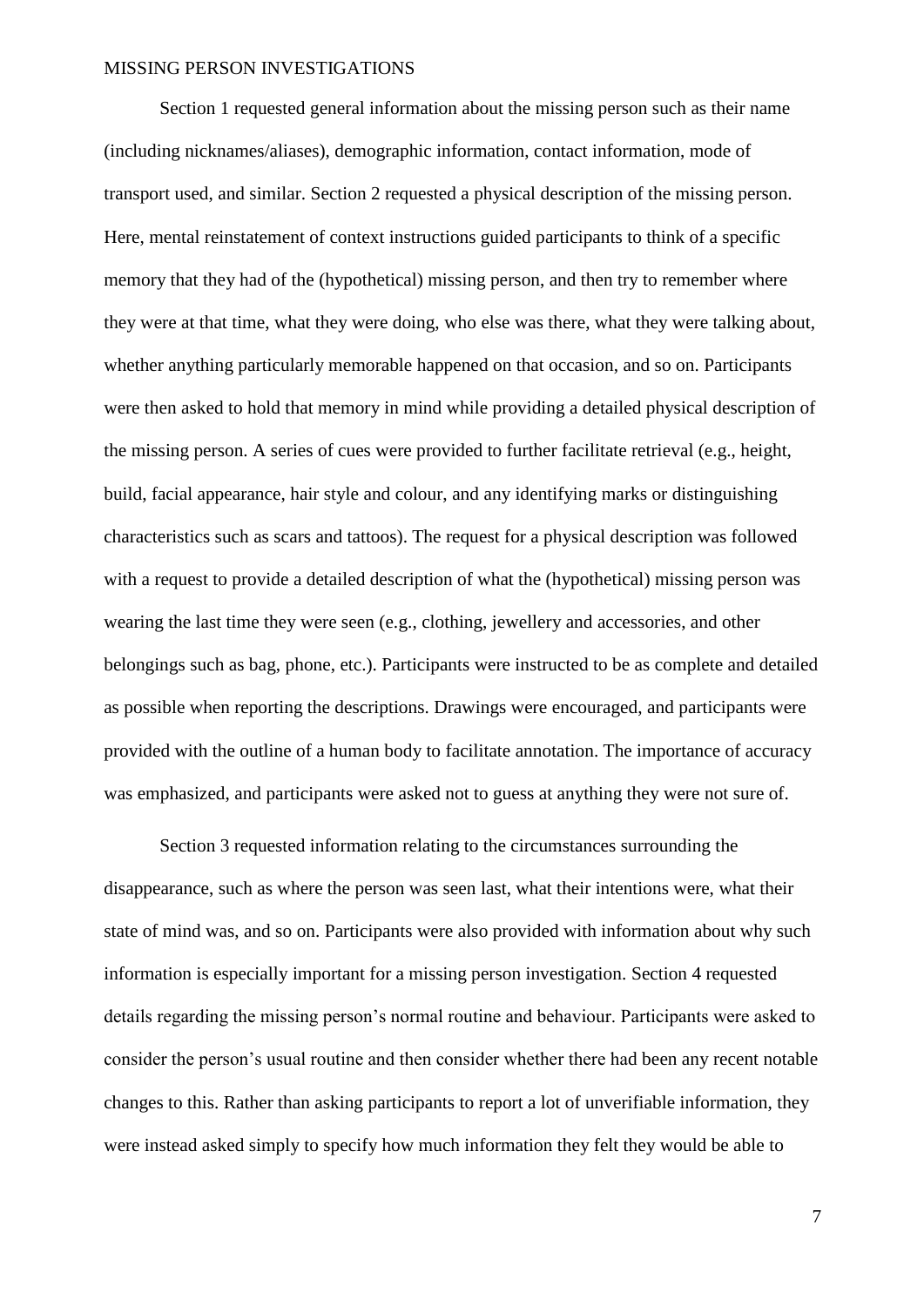Section 1 requested general information about the missing person such as their name (including nicknames/aliases), demographic information, contact information, mode of transport used, and similar. Section 2 requested a physical description of the missing person. Here, mental reinstatement of context instructions guided participants to think of a specific memory that they had of the (hypothetical) missing person, and then try to remember where they were at that time, what they were doing, who else was there, what they were talking about, whether anything particularly memorable happened on that occasion, and so on. Participants were then asked to hold that memory in mind while providing a detailed physical description of the missing person. A series of cues were provided to further facilitate retrieval (e.g., height, build, facial appearance, hair style and colour, and any identifying marks or distinguishing characteristics such as scars and tattoos). The request for a physical description was followed with a request to provide a detailed description of what the (hypothetical) missing person was wearing the last time they were seen (e.g., clothing, jewellery and accessories, and other belongings such as bag, phone, etc.). Participants were instructed to be as complete and detailed as possible when reporting the descriptions. Drawings were encouraged, and participants were provided with the outline of a human body to facilitate annotation. The importance of accuracy was emphasized, and participants were asked not to guess at anything they were not sure of.

Section 3 requested information relating to the circumstances surrounding the disappearance, such as where the person was seen last, what their intentions were, what their state of mind was, and so on. Participants were also provided with information about why such information is especially important for a missing person investigation. Section 4 requested details regarding the missing person's normal routine and behaviour. Participants were asked to consider the person's usual routine and then consider whether there had been any recent notable changes to this. Rather than asking participants to report a lot of unverifiable information, they were instead asked simply to specify how much information they felt they would be able to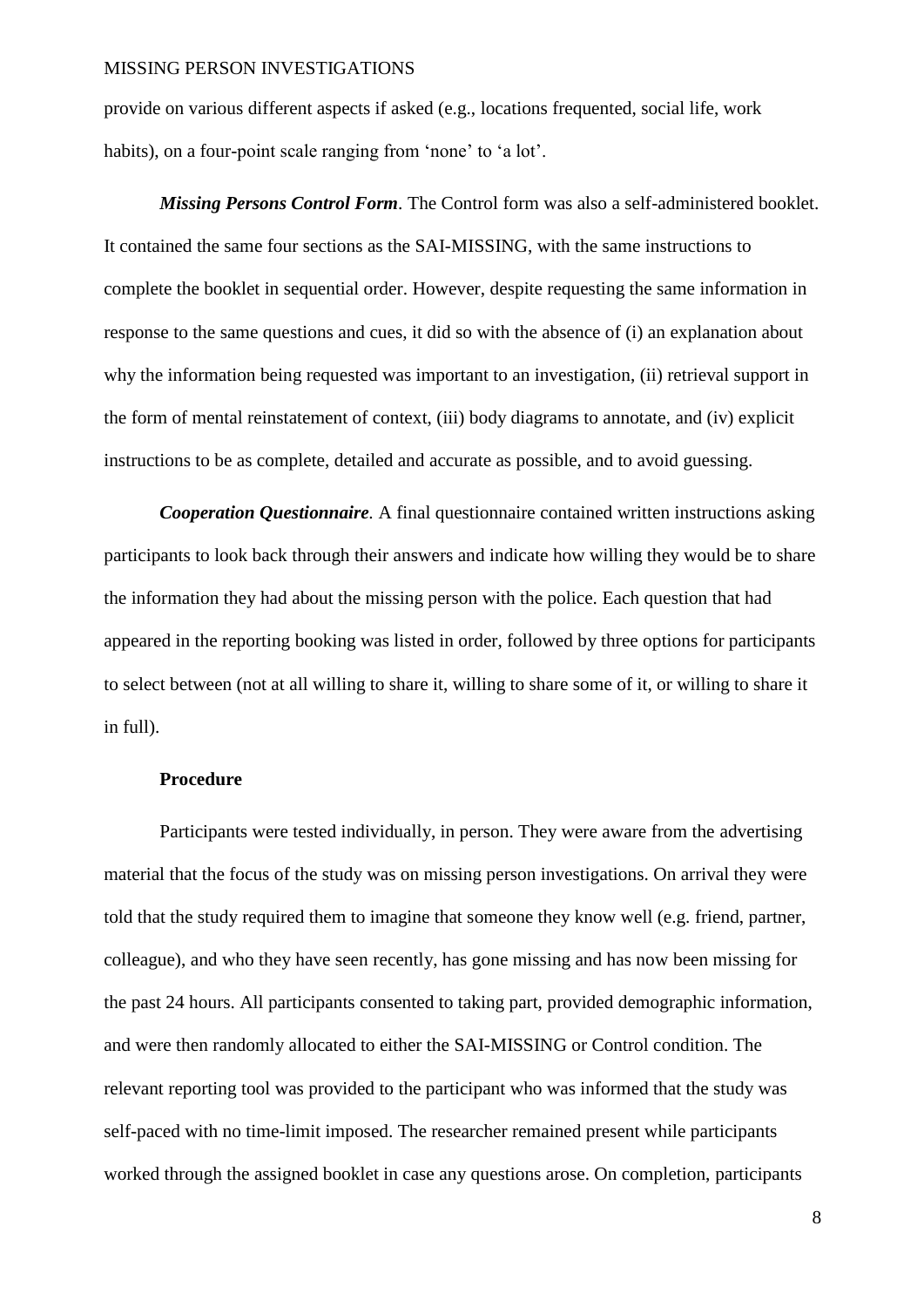provide on various different aspects if asked (e.g., locations frequented, social life, work habits), on a four-point scale ranging from 'none' to 'a lot'.

***Missing Persons Control Form***. The Control form was also a self-administered booklet. It contained the same four sections as the SAI-MISSING, with the same instructions to complete the booklet in sequential order. However, despite requesting the same information in response to the same questions and cues, it did so with the absence of (i) an explanation about why the information being requested was important to an investigation, (ii) retrieval support in the form of mental reinstatement of context, (iii) body diagrams to annotate, and (iv) explicit instructions to be as complete, detailed and accurate as possible, and to avoid guessing.

***Cooperation Questionnaire***. A final questionnaire contained written instructions asking participants to look back through their answers and indicate how willing they would be to share the information they had about the missing person with the police. Each question that had appeared in the reporting booking was listed in order, followed by three options for participants to select between (not at all willing to share it, willing to share some of it, or willing to share it in full).

**Procedure**

Participants were tested individually, in person. They were aware from the advertising material that the focus of the study was on missing person investigations. On arrival they were told that the study required them to imagine that someone they know well (e.g. friend, partner, colleague), and who they have seen recently, has gone missing and has now been missing for the past 24 hours. All participants consented to taking part, provided demographic information, and were then randomly allocated to either the SAI-MISSING or Control condition. The relevant reporting tool was provided to the participant who was informed that the study was self-paced with no time-limit imposed. The researcher remained present while participants worked through the assigned booklet in case any questions arose. On completion, participants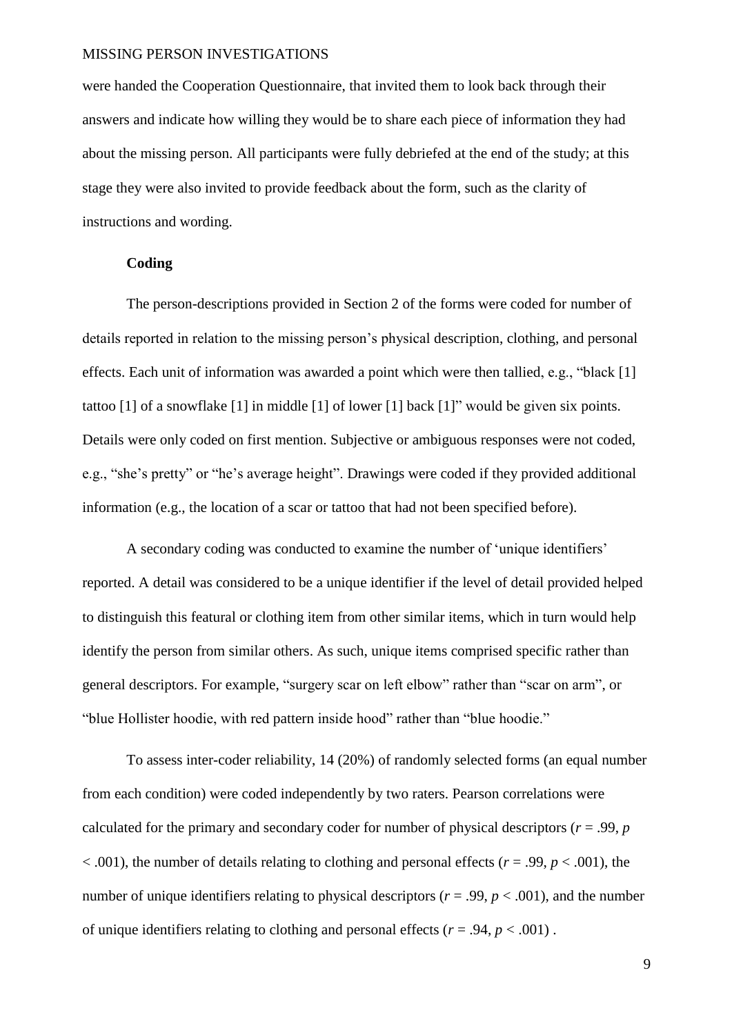were handed the Cooperation Questionnaire, that invited them to look back through their answers and indicate how willing they would be to share each piece of information they had about the missing person. All participants were fully debriefed at the end of the study; at this stage they were also invited to provide feedback about the form, such as the clarity of instructions and wording.

### Coding

The person-descriptions provided in Section 2 of the forms were coded for number of details reported in relation to the missing person's physical description, clothing, and personal effects. Each unit of information was awarded a point which were then tallied, e.g., "black [1] tattoo [1] of a snowflake [1] in middle [1] of lower [1] back [1]" would be given six points. Details were only coded on first mention. Subjective or ambiguous responses were not coded, e.g., "she's pretty" or "he's average height". Drawings were coded if they provided additional information (e.g., the location of a scar or tattoo that had not been specified before).

A secondary coding was conducted to examine the number of 'unique identifiers' reported. A detail was considered to be a unique identifier if the level of detail provided helped to distinguish this featural or clothing item from other similar items, which in turn would help identify the person from similar others. As such, unique items comprised specific rather than general descriptors. For example, "surgery scar on left elbow" rather than "scar on arm", or "blue Hollister hoodie, with red pattern inside hood" rather than "blue hoodie."

To assess inter-coder reliability, 14 (20%) of randomly selected forms (an equal number from each condition) were coded independently by two raters. Pearson correlations were calculated for the primary and secondary coder for number of physical descriptors ($r$ = .99, $p$ < .001), the number of details relating to clothing and personal effects ($r$ = .99, $p$ < .001), the number of unique identifiers relating to physical descriptors ($r$ = .99, $p$ < .001), and the number of unique identifiers relating to clothing and personal effects ($r$ = .94, $p$ < .001) .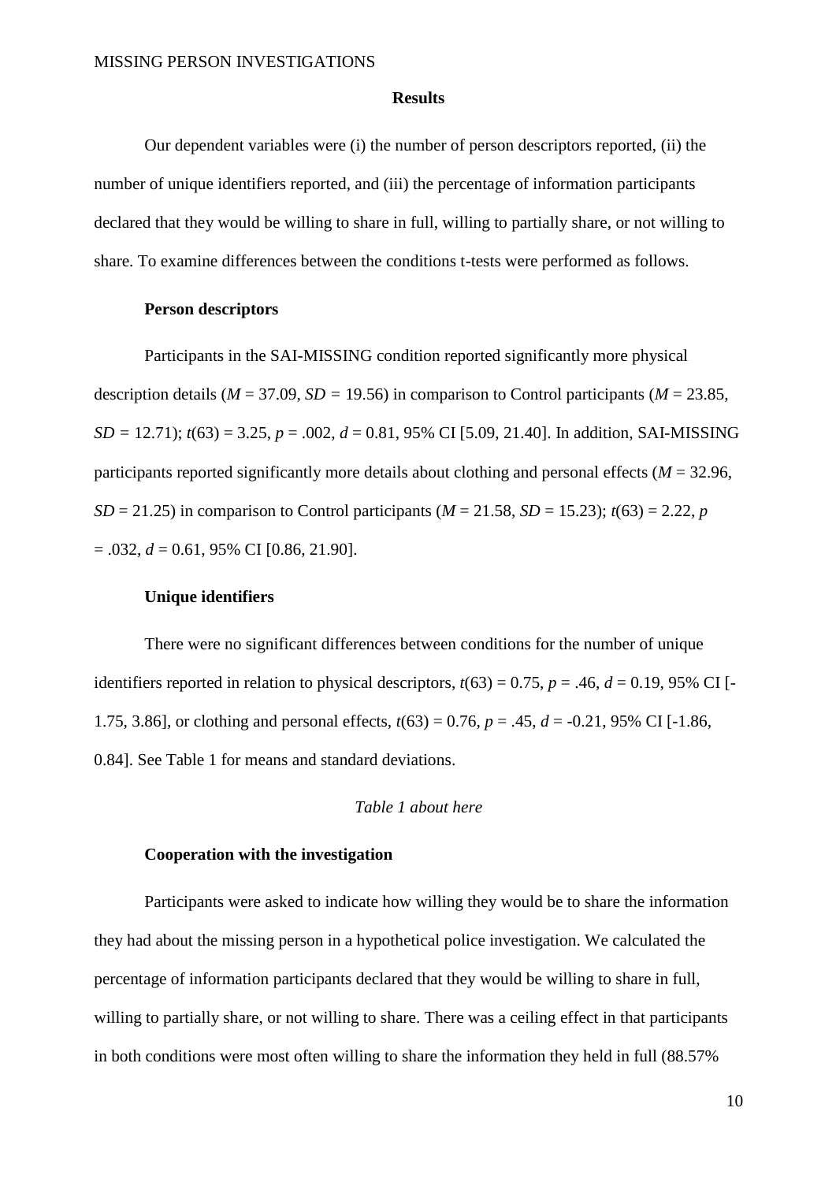## Results

Our dependent variables were (i) the number of person descriptors reported, (ii) the number of unique identifiers reported, and (iii) the percentage of information participants declared that they would be willing to share in full, willing to partially share, or not willing to share. To examine differences between the conditions t-tests were performed as follows.

### Person descriptors

Participants in the SAI-MISSING condition reported significantly more physical description details ($M$ = 37.09, $SD$ = 19.56) in comparison to Control participants ($M$ = 23.85, $SD$ = 12.71); $t(63)$ = 3.25, $p$ = .002, $d$ = 0.81, 95% CI [5.09, 21.40]. In addition, SAI-MISSING participants reported significantly more details about clothing and personal effects ($M$ = 32.96, $SD$ = 21.25) in comparison to Control participants ($M$ = 21.58, $SD$ = 15.23); $t(63)$ = 2.22, $p$ = .032, $d$ = 0.61, 95% CI [0.86, 21.90].

### Unique identifiers

There were no significant differences between conditions for the number of unique identifiers reported in relation to physical descriptors, $t(63)$ = 0.75, $p$ = .46, $d$ = 0.19, 95% CI [-1.75, 3.86], or clothing and personal effects, $t(63)$ = 0.76, $p$ = .45, $d$ = -0.21, 95% CI [-1.86, 0.84]. See Table 1 for means and standard deviations.

*Table 1 about here*

### Cooperation with the investigation

Participants were asked to indicate how willing they would be to share the information they had about the missing person in a hypothetical police investigation. We calculated the percentage of information participants declared that they would be willing to share in full, willing to partially share, or not willing to share. There was a ceiling effect in that participants in both conditions were most often willing to share the information they held in full (88.57%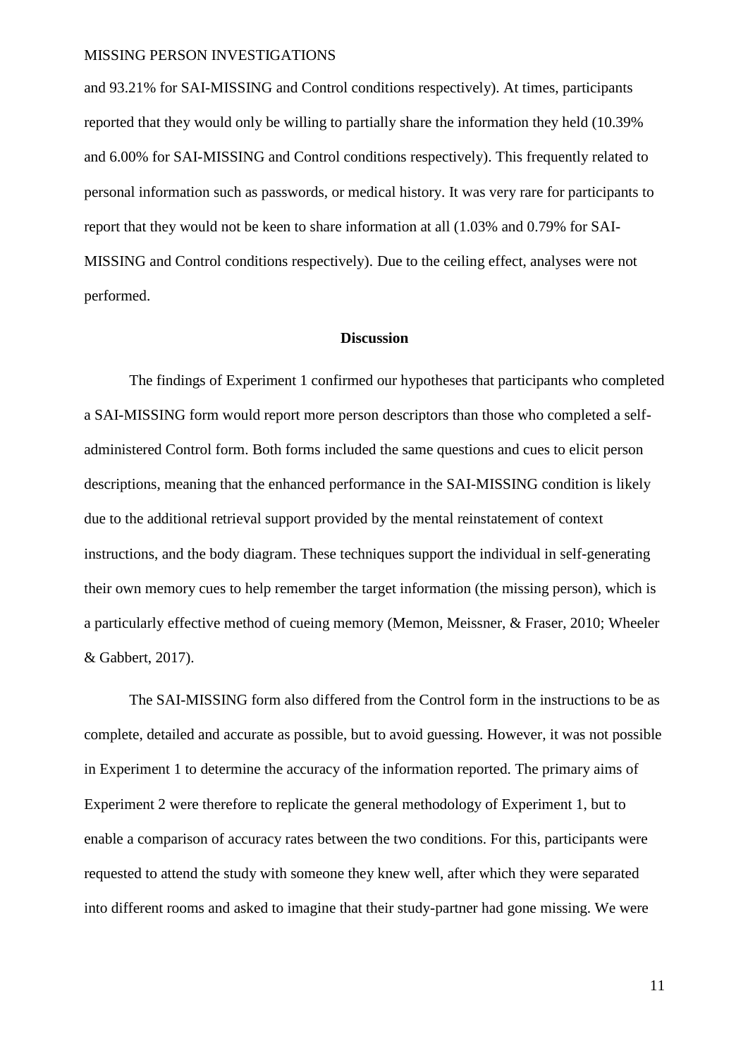and 93.21% for SAI-MISSING and Control conditions respectively). At times, participants reported that they would only be willing to partially share the information they held (10.39% and 6.00% for SAI-MISSING and Control conditions respectively). This frequently related to personal information such as passwords, or medical history. It was very rare for participants to report that they would not be keen to share information at all (1.03% and 0.79% for SAI-MISSING and Control conditions respectively). Due to the ceiling effect, analyses were not performed.

## Discussion

The findings of Experiment 1 confirmed our hypotheses that participants who completed a SAI-MISSING form would report more person descriptors than those who completed a self-administered Control form. Both forms included the same questions and cues to elicit person descriptions, meaning that the enhanced performance in the SAI-MISSING condition is likely due to the additional retrieval support provided by the mental reinstatement of context instructions, and the body diagram. These techniques support the individual in self-generating their own memory cues to help remember the target information (the missing person), which is a particularly effective method of cueing memory (Memon, Meissner, & Fraser, 2010; Wheeler & Gabbert, 2017).

The SAI-MISSING form also differed from the Control form in the instructions to be as complete, detailed and accurate as possible, but to avoid guessing. However, it was not possible in Experiment 1 to determine the accuracy of the information reported. The primary aims of Experiment 2 were therefore to replicate the general methodology of Experiment 1, but to enable a comparison of accuracy rates between the two conditions. For this, participants were requested to attend the study with someone they knew well, after which they were separated into different rooms and asked to imagine that their study-partner had gone missing. We were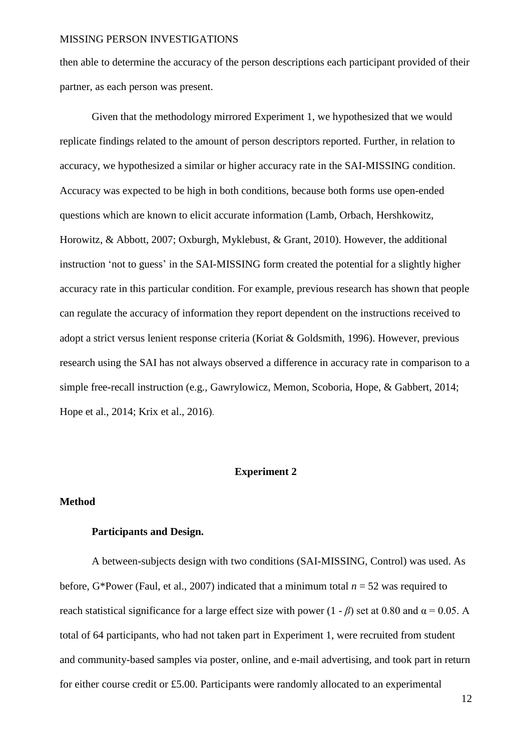then able to determine the accuracy of the person descriptions each participant provided of their partner, as each person was present.

Given that the methodology mirrored Experiment 1, we hypothesized that we would replicate findings related to the amount of person descriptors reported. Further, in relation to accuracy, we hypothesized a similar or higher accuracy rate in the SAI-MISSING condition. Accuracy was expected to be high in both conditions, because both forms use open-ended questions which are known to elicit accurate information (Lamb, Orbach, Hershkowitz, Horowitz, & Abbott, 2007; Oxburgh, Myklebust, & Grant, 2010). However, the additional instruction 'not to guess' in the SAI-MISSING form created the potential for a slightly higher accuracy rate in this particular condition. For example, previous research has shown that people can regulate the accuracy of information they report dependent on the instructions received to adopt a strict versus lenient response criteria (Koriat & Goldsmith, 1996). However, previous research using the SAI has not always observed a difference in accuracy rate in comparison to a simple free-recall instruction (e.g., Gawrylowicz, Memon, Scoboria, Hope, & Gabbert, 2014; Hope et al., 2014; Krix et al., 2016).

## Experiment 2

### Method

#### Participants and Design.

A between-subjects design with two conditions (SAI-MISSING, Control) was used. As before, G*Power (Faul, et al., 2007) indicated that a minimum total $n = 52$ was required to reach statistical significance for a large effect size with power ($1 - \beta$) set at 0.80 and $\alpha = 0.05$. A total of 64 participants, who had not taken part in Experiment 1, were recruited from student and community-based samples via poster, online, and e-mail advertising, and took part in return for either course credit or £5.00. Participants were randomly allocated to an experimental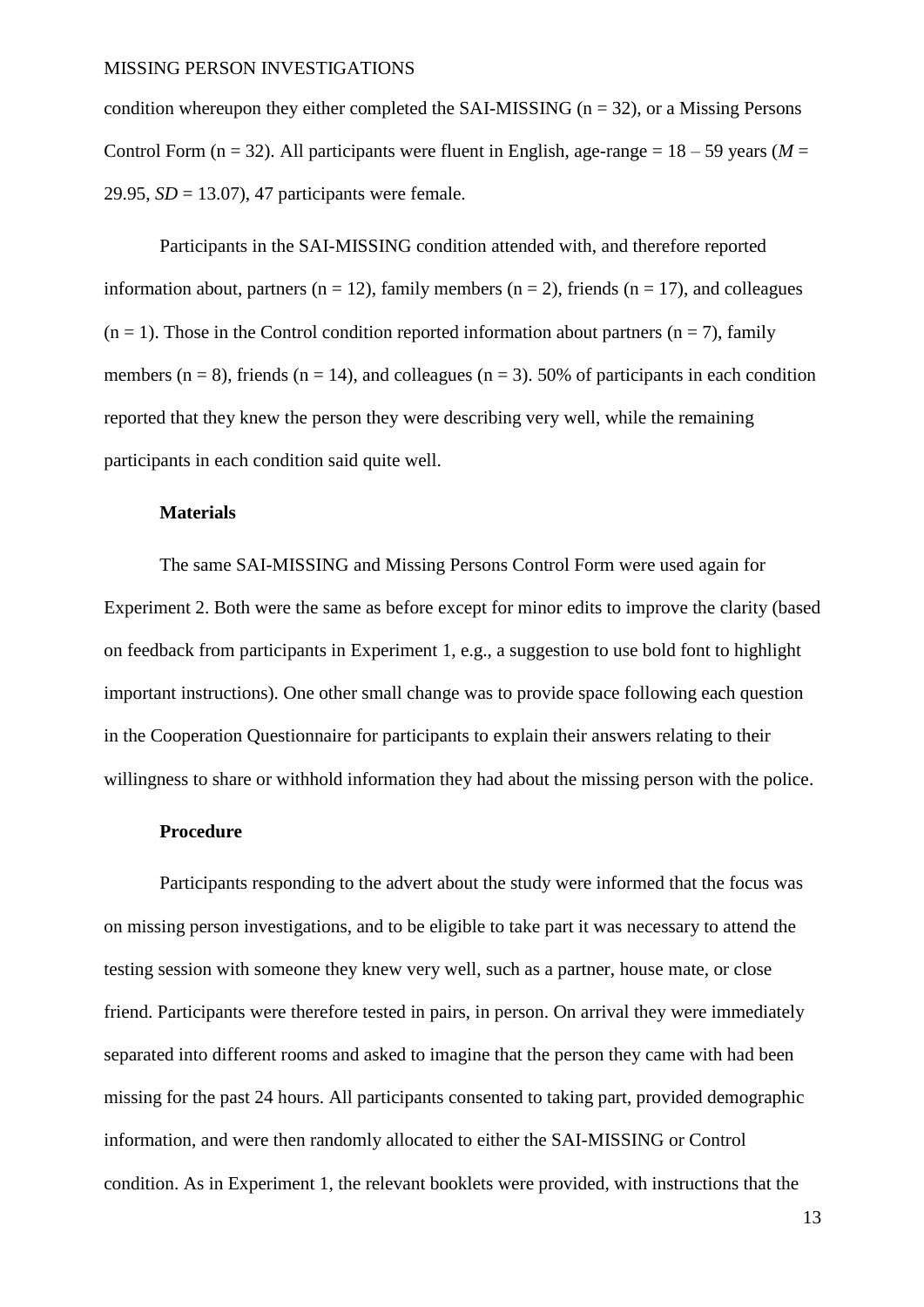condition whereupon they either completed the SAI-MISSING (n = 32), or a Missing Persons Control Form (n = 32). All participants were fluent in English, age-range = 18 – 59 years (*M* = 29.95, *SD* = 13.07), 47 participants were female.

Participants in the SAI-MISSING condition attended with, and therefore reported information about, partners (n = 12), family members (n = 2), friends (n = 17), and colleagues (n = 1). Those in the Control condition reported information about partners (n = 7), family members (n = 8), friends (n = 14), and colleagues (n = 3). 50% of participants in each condition reported that they knew the person they were describing very well, while the remaining participants in each condition said quite well.

### Materials

The same SAI-MISSING and Missing Persons Control Form were used again for Experiment 2. Both were the same as before except for minor edits to improve the clarity (based on feedback from participants in Experiment 1, e.g., a suggestion to use bold font to highlight important instructions). One other small change was to provide space following each question in the Cooperation Questionnaire for participants to explain their answers relating to their willingness to share or withhold information they had about the missing person with the police.

### Procedure

Participants responding to the advert about the study were informed that the focus was on missing person investigations, and to be eligible to take part it was necessary to attend the testing session with someone they knew very well, such as a partner, house mate, or close friend. Participants were therefore tested in pairs, in person. On arrival they were immediately separated into different rooms and asked to imagine that the person they came with had been missing for the past 24 hours. All participants consented to taking part, provided demographic information, and were then randomly allocated to either the SAI-MISSING or Control condition. As in Experiment 1, the relevant booklets were provided, with instructions that the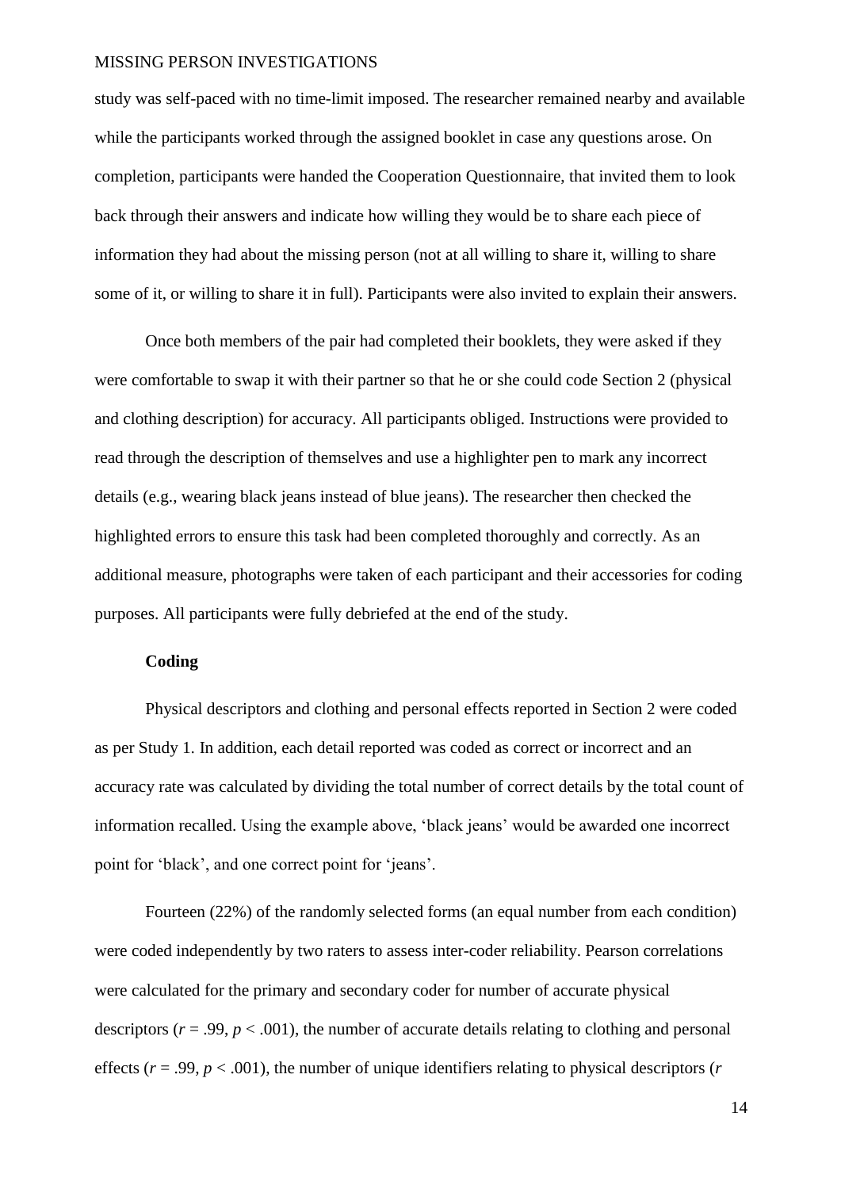study was self-paced with no time-limit imposed. The researcher remained nearby and available while the participants worked through the assigned booklet in case any questions arose. On completion, participants were handed the Cooperation Questionnaire, that invited them to look back through their answers and indicate how willing they would be to share each piece of information they had about the missing person (not at all willing to share it, willing to share some of it, or willing to share it in full). Participants were also invited to explain their answers.

Once both members of the pair had completed their booklets, they were asked if they were comfortable to swap it with their partner so that he or she could code Section 2 (physical and clothing description) for accuracy. All participants obliged. Instructions were provided to read through the description of themselves and use a highlighter pen to mark any incorrect details (e.g., wearing black jeans instead of blue jeans). The researcher then checked the highlighted errors to ensure this task had been completed thoroughly and correctly. As an additional measure, photographs were taken of each participant and their accessories for coding purposes. All participants were fully debriefed at the end of the study.

### Coding

Physical descriptors and clothing and personal effects reported in Section 2 were coded as per Study 1. In addition, each detail reported was coded as correct or incorrect and an accuracy rate was calculated by dividing the total number of correct details by the total count of information recalled. Using the example above, 'black jeans' would be awarded one incorrect point for 'black', and one correct point for 'jeans'.

Fourteen (22%) of the randomly selected forms (an equal number from each condition) were coded independently by two raters to assess inter-coder reliability. Pearson correlations were calculated for the primary and secondary coder for number of accurate physical descriptors ($r = .99$, $p < .001$), the number of accurate details relating to clothing and personal effects ($r = .99$, $p < .001$), the number of unique identifiers relating to physical descriptors (*r*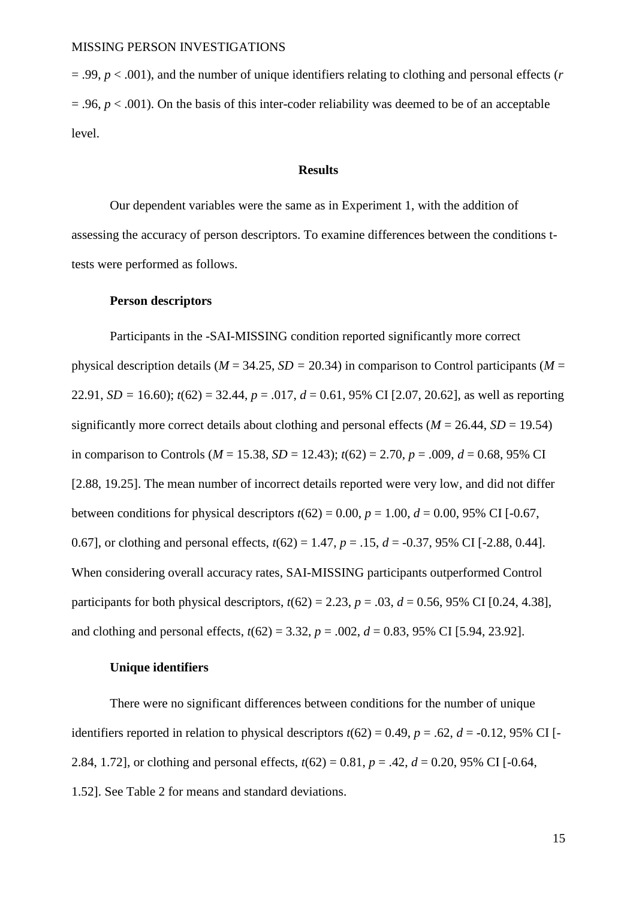= .99, $p < .001$), and the number of unique identifiers relating to clothing and personal effects ($r = .96$, $p < .001$). On the basis of this inter-coder reliability was deemed to be of an acceptable level.

## Results

Our dependent variables were the same as in Experiment 1, with the addition of assessing the accuracy of person descriptors. To examine differences between the conditions t-tests were performed as follows.

### Person descriptors

Participants in the -SAI-MISSING condition reported significantly more correct physical description details ($M = 34.25$, $SD = 20.34$) in comparison to Control participants ($M = 22.91$, $SD = 16.60$); $t(62) = 32.44$, $p = .017$, $d = 0.61$, 95% CI [2.07, 20.62], as well as reporting significantly more correct details about clothing and personal effects ($M = 26.44$, $SD = 19.54$) in comparison to Controls ($M = 15.38$, $SD = 12.43$); $t(62) = 2.70$, $p = .009$, $d = 0.68$, 95% CI [2.88, 19.25]. The mean number of incorrect details reported were very low, and did not differ between conditions for physical descriptors $t(62) = 0.00$, $p = 1.00$, $d = 0.00$, 95% CI [-0.67, 0.67], or clothing and personal effects, $t(62) = 1.47$, $p = .15$, $d = -0.37$, 95% CI [-2.88, 0.44]. When considering overall accuracy rates, SAI-MISSING participants outperformed Control participants for both physical descriptors, $t(62) = 2.23$, $p = .03$, $d = 0.56$, 95% CI [0.24, 4.38], and clothing and personal effects, $t(62) = 3.32$, $p = .002$, $d = 0.83$, 95% CI [5.94, 23.92].

### Unique identifiers

There were no significant differences between conditions for the number of unique identifiers reported in relation to physical descriptors $t(62) = 0.49$, $p = .62$, $d = -0.12$, 95% CI [-2.84, 1.72], or clothing and personal effects, $t(62) = 0.81$, $p = .42$, $d = 0.20$, 95% CI [-0.64, 1.52]. See Table 2 for means and standard deviations.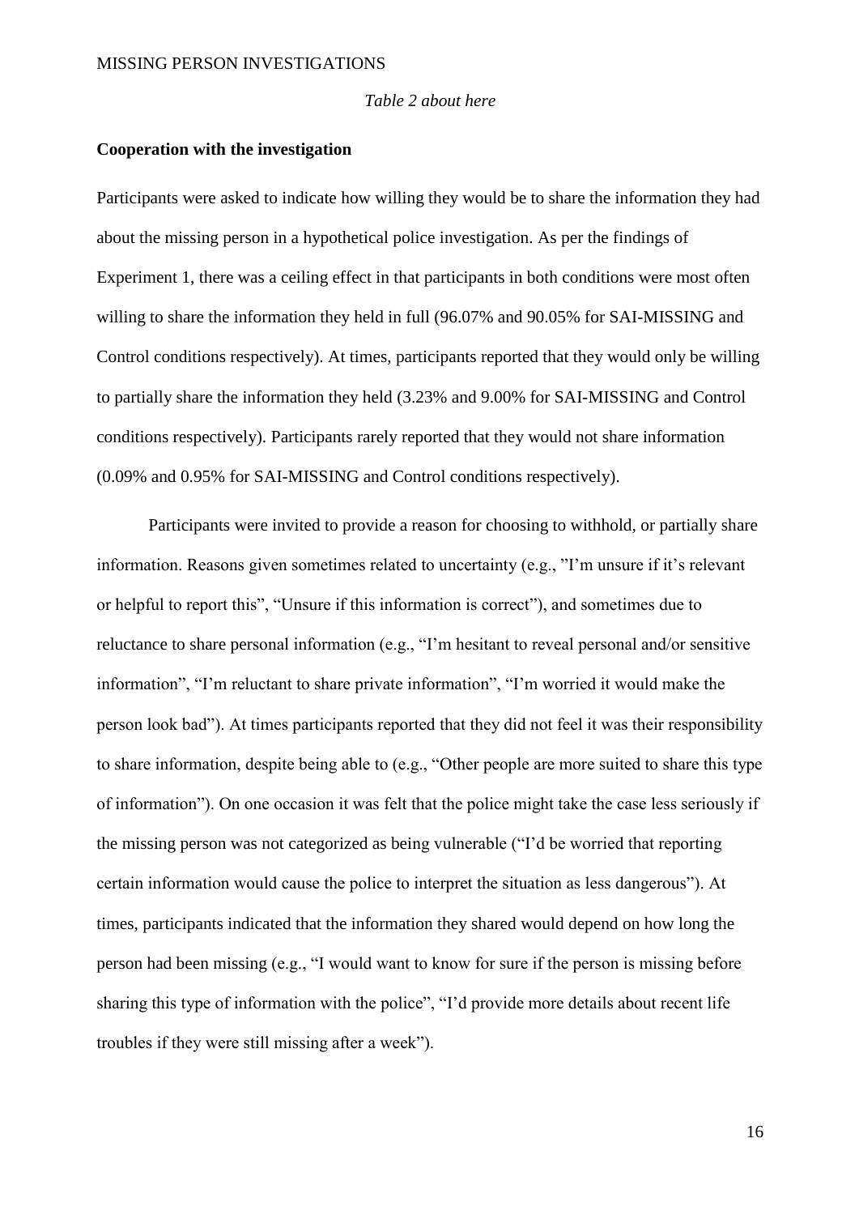*Table 2 about here*

**Cooperation with the investigation**

Participants were asked to indicate how willing they would be to share the information they had about the missing person in a hypothetical police investigation. As per the findings of Experiment 1, there was a ceiling effect in that participants in both conditions were most often willing to share the information they held in full (96.07% and 90.05% for SAI-MISSING and Control conditions respectively). At times, participants reported that they would only be willing to partially share the information they held (3.23% and 9.00% for SAI-MISSING and Control conditions respectively). Participants rarely reported that they would not share information (0.09% and 0.95% for SAI-MISSING and Control conditions respectively).

Participants were invited to provide a reason for choosing to withhold, or partially share information. Reasons given sometimes related to uncertainty (e.g., "I'm unsure if it's relevant or helpful to report this", "Unsure if this information is correct"), and sometimes due to reluctance to share personal information (e.g., "I'm hesitant to reveal personal and/or sensitive information", "I'm reluctant to share private information", "I'm worried it would make the person look bad"). At times participants reported that they did not feel it was their responsibility to share information, despite being able to (e.g., "Other people are more suited to share this type of information"). On one occasion it was felt that the police might take the case less seriously if the missing person was not categorized as being vulnerable ("I'd be worried that reporting certain information would cause the police to interpret the situation as less dangerous"). At times, participants indicated that the information they shared would depend on how long the person had been missing (e.g., "I would want to know for sure if the person is missing before sharing this type of information with the police", "I'd provide more details about recent life troubles if they were still missing after a week").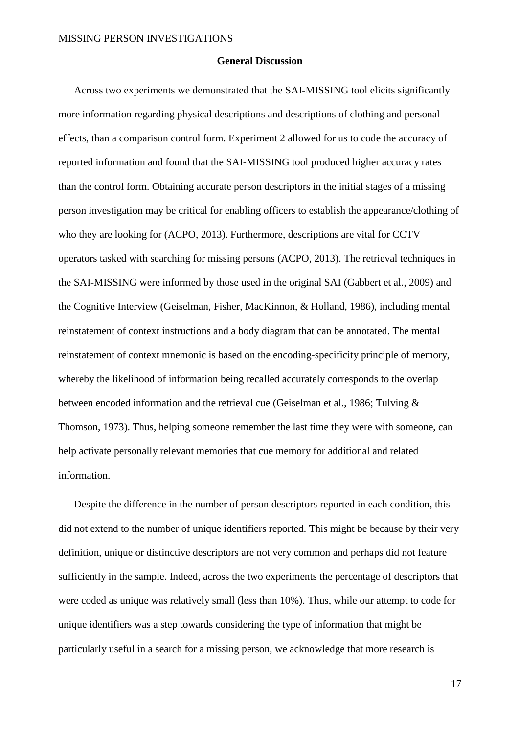## General Discussion

Across two experiments we demonstrated that the SAI-MISSING tool elicits significantly more information regarding physical descriptions and descriptions of clothing and personal effects, than a comparison control form. Experiment 2 allowed for us to code the accuracy of reported information and found that the SAI-MISSING tool produced higher accuracy rates than the control form. Obtaining accurate person descriptors in the initial stages of a missing person investigation may be critical for enabling officers to establish the appearance/clothing of who they are looking for (ACPO, 2013). Furthermore, descriptions are vital for CCTV operators tasked with searching for missing persons (ACPO, 2013). The retrieval techniques in the SAI-MISSING were informed by those used in the original SAI (Gabbert et al., 2009) and the Cognitive Interview (Geiselman, Fisher, MacKinnon, & Holland, 1986), including mental reinstatement of context instructions and a body diagram that can be annotated. The mental reinstatement of context mnemonic is based on the encoding-specificity principle of memory, whereby the likelihood of information being recalled accurately corresponds to the overlap between encoded information and the retrieval cue (Geiselman et al., 1986; Tulving & Thomson, 1973). Thus, helping someone remember the last time they were with someone, can help activate personally relevant memories that cue memory for additional and related information.

Despite the difference in the number of person descriptors reported in each condition, this did not extend to the number of unique identifiers reported. This might be because by their very definition, unique or distinctive descriptors are not very common and perhaps did not feature sufficiently in the sample. Indeed, across the two experiments the percentage of descriptors that were coded as unique was relatively small (less than 10%). Thus, while our attempt to code for unique identifiers was a step towards considering the type of information that might be particularly useful in a search for a missing person, we acknowledge that more research is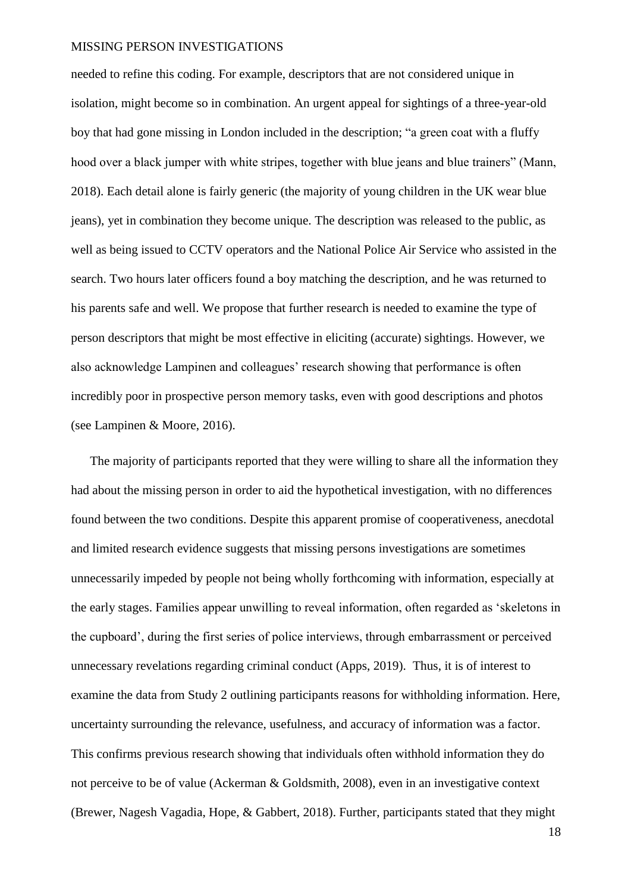needed to refine this coding. For example, descriptors that are not considered unique in isolation, might become so in combination. An urgent appeal for sightings of a three-year-old boy that had gone missing in London included in the description; "a green coat with a fluffy hood over a black jumper with white stripes, together with blue jeans and blue trainers" (Mann, 2018). Each detail alone is fairly generic (the majority of young children in the UK wear blue jeans), yet in combination they become unique. The description was released to the public, as well as being issued to CCTV operators and the National Police Air Service who assisted in the search. Two hours later officers found a boy matching the description, and he was returned to his parents safe and well. We propose that further research is needed to examine the type of person descriptors that might be most effective in eliciting (accurate) sightings. However, we also acknowledge Lampinen and colleagues' research showing that performance is often incredibly poor in prospective person memory tasks, even with good descriptions and photos (see Lampinen & Moore, 2016).

The majority of participants reported that they were willing to share all the information they had about the missing person in order to aid the hypothetical investigation, with no differences found between the two conditions. Despite this apparent promise of cooperativeness, anecdotal and limited research evidence suggests that missing persons investigations are sometimes unnecessarily impeded by people not being wholly forthcoming with information, especially at the early stages. Families appear unwilling to reveal information, often regarded as 'skeletons in the cupboard', during the first series of police interviews, through embarrassment or perceived unnecessary revelations regarding criminal conduct (Apps, 2019). Thus, it is of interest to examine the data from Study 2 outlining participants reasons for withholding information. Here, uncertainty surrounding the relevance, usefulness, and accuracy of information was a factor. This confirms previous research showing that individuals often withhold information they do not perceive to be of value (Ackerman & Goldsmith, 2008), even in an investigative context (Brewer, Nagesh Vagadia, Hope, & Gabbert, 2018). Further, participants stated that they might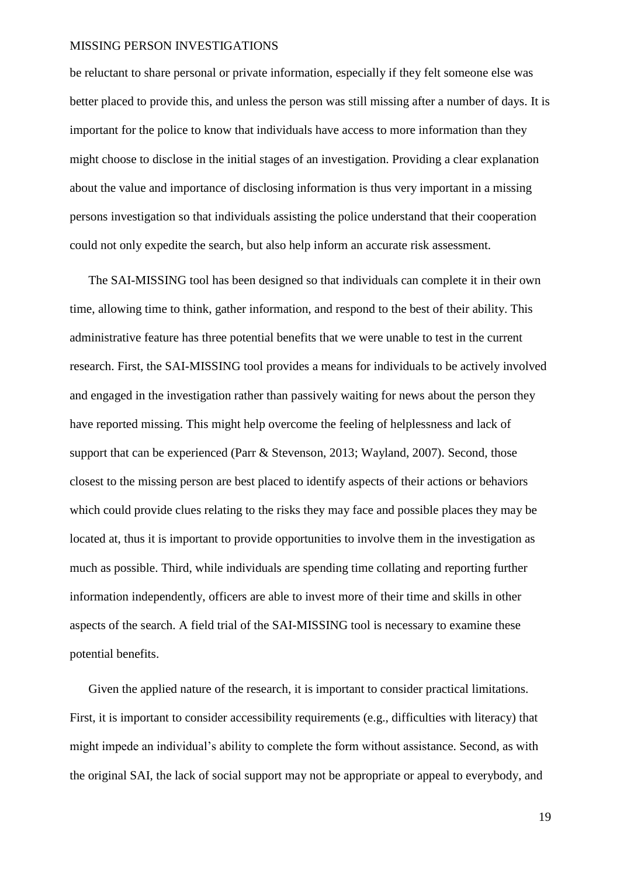be reluctant to share personal or private information, especially if they felt someone else was better placed to provide this, and unless the person was still missing after a number of days. It is important for the police to know that individuals have access to more information than they might choose to disclose in the initial stages of an investigation. Providing a clear explanation about the value and importance of disclosing information is thus very important in a missing persons investigation so that individuals assisting the police understand that their cooperation could not only expedite the search, but also help inform an accurate risk assessment.

The SAI-MISSING tool has been designed so that individuals can complete it in their own time, allowing time to think, gather information, and respond to the best of their ability. This administrative feature has three potential benefits that we were unable to test in the current research. First, the SAI-MISSING tool provides a means for individuals to be actively involved and engaged in the investigation rather than passively waiting for news about the person they have reported missing. This might help overcome the feeling of helplessness and lack of support that can be experienced (Parr & Stevenson, 2013; Wayland, 2007). Second, those closest to the missing person are best placed to identify aspects of their actions or behaviors which could provide clues relating to the risks they may face and possible places they may be located at, thus it is important to provide opportunities to involve them in the investigation as much as possible. Third, while individuals are spending time collating and reporting further information independently, officers are able to invest more of their time and skills in other aspects of the search. A field trial of the SAI-MISSING tool is necessary to examine these potential benefits.

Given the applied nature of the research, it is important to consider practical limitations. First, it is important to consider accessibility requirements (e.g., difficulties with literacy) that might impede an individual's ability to complete the form without assistance. Second, as with the original SAI, the lack of social support may not be appropriate or appeal to everybody, and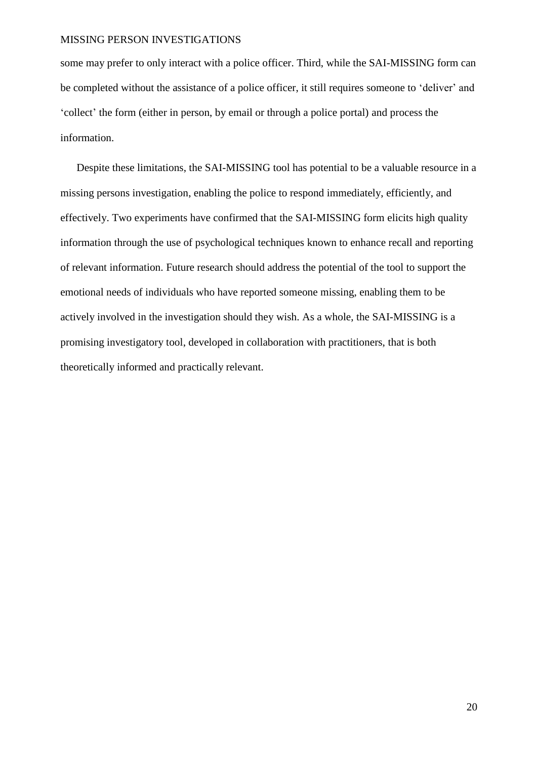some may prefer to only interact with a police officer. Third, while the SAI-MISSING form can be completed without the assistance of a police officer, it still requires someone to 'deliver' and 'collect' the form (either in person, by email or through a police portal) and process the information.

Despite these limitations, the SAI-MISSING tool has potential to be a valuable resource in a missing persons investigation, enabling the police to respond immediately, efficiently, and effectively. Two experiments have confirmed that the SAI-MISSING form elicits high quality information through the use of psychological techniques known to enhance recall and reporting of relevant information. Future research should address the potential of the tool to support the emotional needs of individuals who have reported someone missing, enabling them to be actively involved in the investigation should they wish. As a whole, the SAI-MISSING is a promising investigatory tool, developed in collaboration with practitioners, that is both theoretically informed and practically relevant.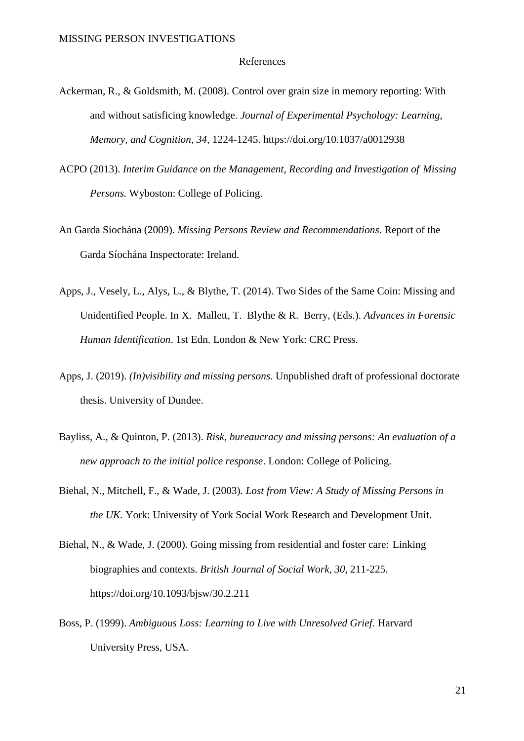## References

Ackerman, R., & Goldsmith, M. (2008). Control over grain size in memory reporting: With and without satisficing knowledge. *Journal of Experimental Psychology: Learning, Memory, and Cognition, 34*, 1224-1245. https://doi.org/10.1037/a0012938

ACPO (2013). *Interim Guidance on the Management, Recording and Investigation of Missing Persons.* Wyboston: College of Policing.

An Garda Síochána (2009). *Missing Persons Review and Recommendations*. Report of the Garda Síochána Inspectorate: Ireland.

Apps, J., Vesely, L., Alys, L., & Blythe, T. (2014). Two Sides of the Same Coin: Missing and Unidentified People. In X. Mallett, T. Blythe & R. Berry, (Eds.). *Advances in Forensic Human Identification*. 1st Edn. London & New York: CRC Press.

Apps, J. (2019). *(In)visibility and missing persons.* Unpublished draft of professional doctorate thesis. University of Dundee.

Bayliss, A., & Quinton, P. (2013). *Risk, bureaucracy and missing persons: An evaluation of a new approach to the initial police response*. London: College of Policing.

Biehal, N., Mitchell, F., & Wade, J. (2003). *Lost from View: A Study of Missing Persons in the UK.* York: University of York Social Work Research and Development Unit.

Biehal, N., & Wade, J. (2000). Going missing from residential and foster care: Linking biographies and contexts. *British Journal of Social Work, 30*, 211-225. https://doi.org/10.1093/bjsw/30.2.211

Boss, P. (1999). *Ambiguous Loss: Learning to Live with Unresolved Grief.* Harvard University Press, USA.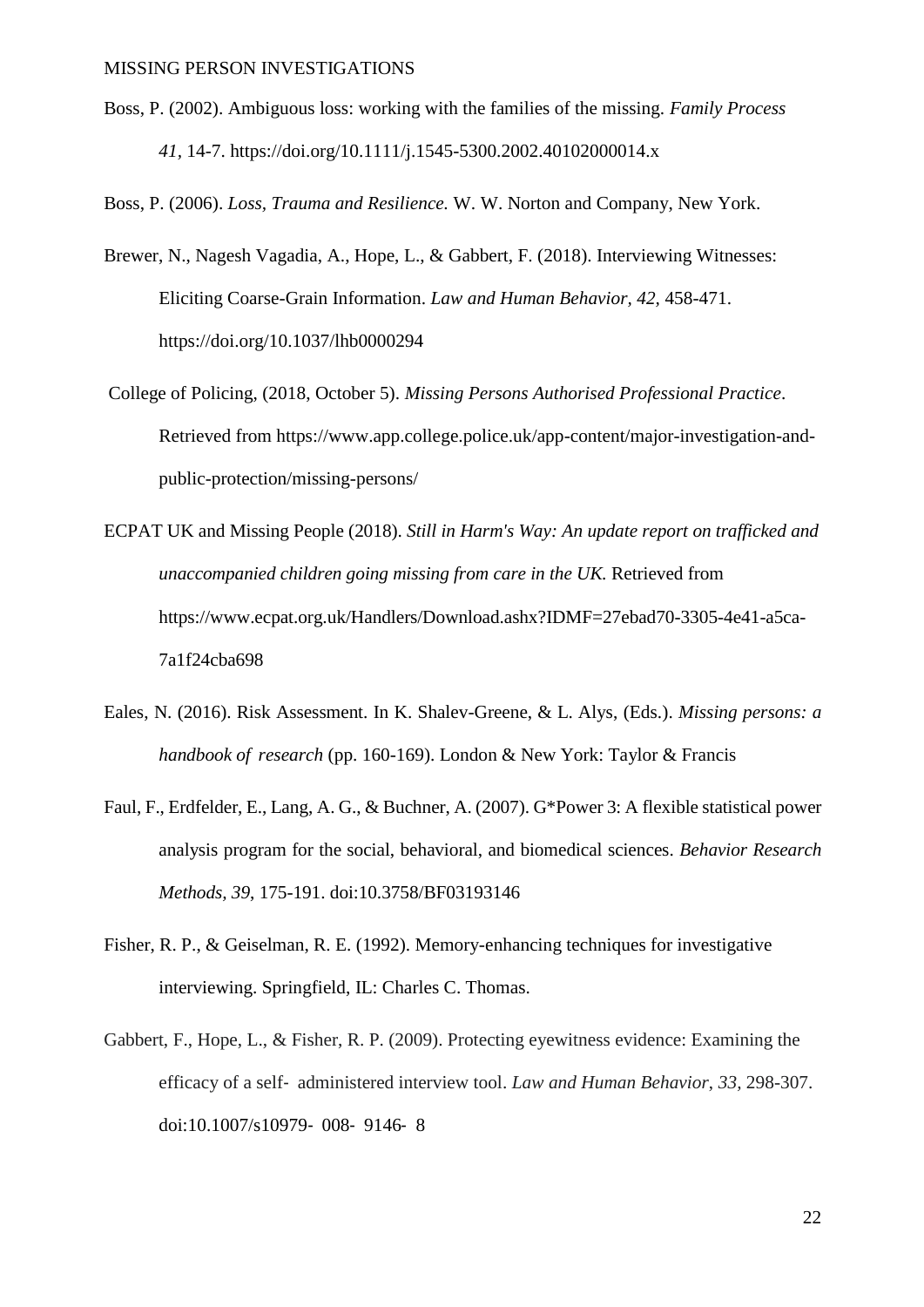Boss, P. (2002). Ambiguous loss: working with the families of the missing. *Family Process 41*, 14-7. https://doi.org/10.1111/j.1545-5300.2002.40102000014.x

Boss, P. (2006). *Loss, Trauma and Resilience.* W. W. Norton and Company, New York.

Brewer, N., Nagesh Vagadia, A., Hope, L., & Gabbert, F. (2018). Interviewing Witnesses: Eliciting Coarse-Grain Information. *Law and Human Behavior, 42,* 458-471. https://doi.org/10.1037/lhb0000294

College of Policing, (2018, October 5). *Missing Persons Authorised Professional Practice*. Retrieved from https://www.app.college.police.uk/app-content/major-investigation-and-public-protection/missing-persons/

ECPAT UK and Missing People (2018). *Still in Harm's Way: An update report on trafficked and unaccompanied children going missing from care in the UK.* Retrieved from https://www.ecpat.org.uk/Handlers/Download.ashx?IDMF=27ebad70-3305-4e41-a5ca-7a1f24cba698

Eales, N. (2016). Risk Assessment. In K. Shalev-Greene, & L. Alys, (Eds.). *Missing persons: a handbook of research* (pp. 160-169). London & New York: Taylor & Francis

Faul, F., Erdfelder, E., Lang, A. G., & Buchner, A. (2007). G*Power 3: A flexible statistical power analysis program for the social, behavioral, and biomedical sciences. *Behavior Research Methods, 39*, 175-191. doi:10.3758/BF03193146

Fisher, R. P., & Geiselman, R. E. (1992). Memory-enhancing techniques for investigative interviewing. Springfield, IL: Charles C. Thomas.

Gabbert, F., Hope, L., & Fisher, R. P. (2009). Protecting eyewitness evidence: Examining the efficacy of a self- administered interview tool. *Law and Human Behavior*, *33*, 298-307. doi:10.1007/s10979- 008- 9146- 8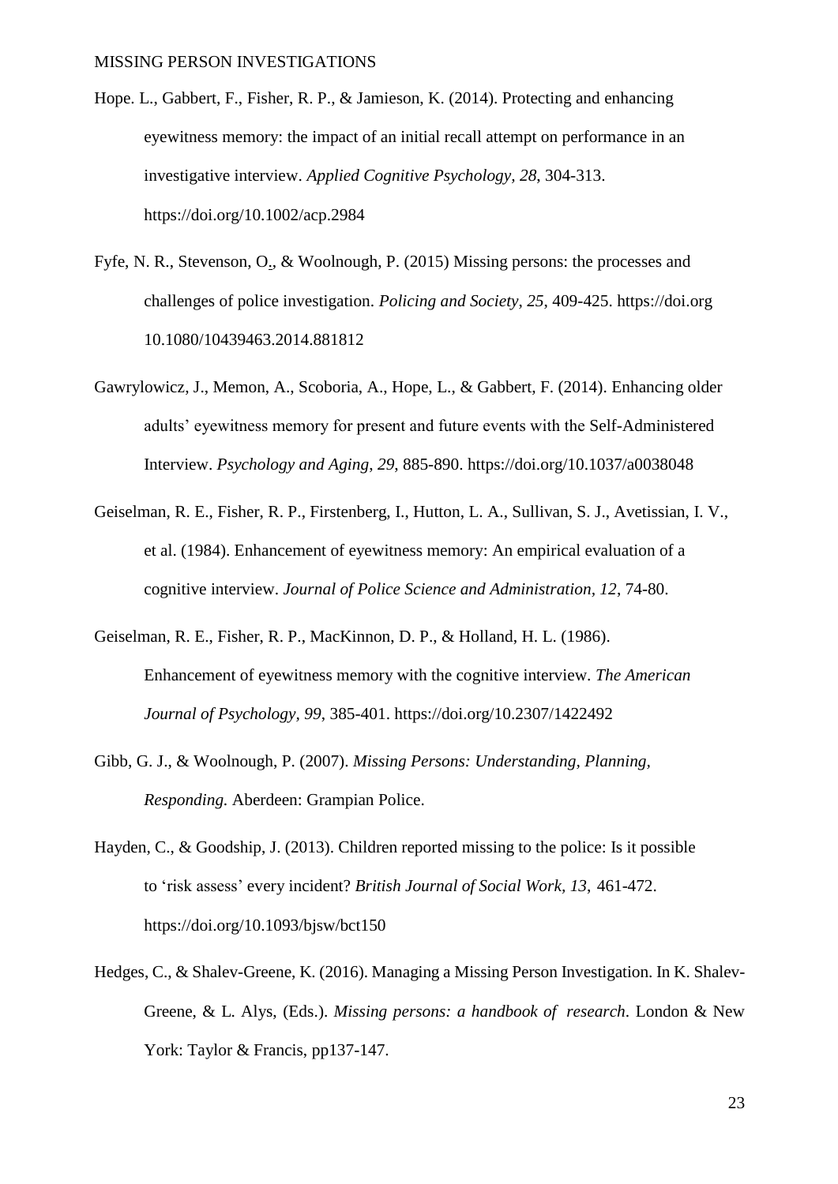Hope. L., Gabbert, F., Fisher, R. P., & Jamieson, K. (2014). Protecting and enhancing eyewitness memory: the impact of an initial recall attempt on performance in an investigative interview. *Applied Cognitive Psychology, 28*, 304-313. https://doi.org/10.1002/acp.2984

Fyfe, N. R., Stevenson, O., & Woolnough, P. (2015) Missing persons: the processes and challenges of police investigation. *Policing and Society*, *25*, 409-425. https://doi.org 10.1080/10439463.2014.881812

Gawrylowicz, J., Memon, A., Scoboria, A., Hope, L., & Gabbert, F. (2014). Enhancing older adults' eyewitness memory for present and future events with the Self-Administered Interview. *Psychology and Aging*, *29*, 885-890. https://doi.org/10.1037/a0038048

Geiselman, R. E., Fisher, R. P., Firstenberg, I., Hutton, L. A., Sullivan, S. J., Avetissian, I. V., et al. (1984). Enhancement of eyewitness memory: An empirical evaluation of a cognitive interview. *Journal of Police Science and Administration, 12,* 74-80.

Geiselman, R. E., Fisher, R. P., MacKinnon, D. P., & Holland, H. L. (1986). Enhancement of eyewitness memory with the cognitive interview. *The American Journal of Psychology, 99*, 385-401. https://doi.org/10.2307/1422492

Gibb, G. J., & Woolnough, P. (2007). *Missing Persons: Understanding, Planning, Responding.* Aberdeen: Grampian Police.

Hayden, C., & Goodship, J. (2013). Children reported missing to the police: Is it possible to 'risk assess' every incident? *British Journal of Social Work*, *13*, 461-472. https://doi.org/10.1093/bjsw/bct150

Hedges, C., & Shalev-Greene, K. (2016). Managing a Missing Person Investigation. In K. Shalev-Greene, & L. Alys, (Eds.). *Missing persons: a handbook of research*. London & New York: Taylor & Francis, pp137-147.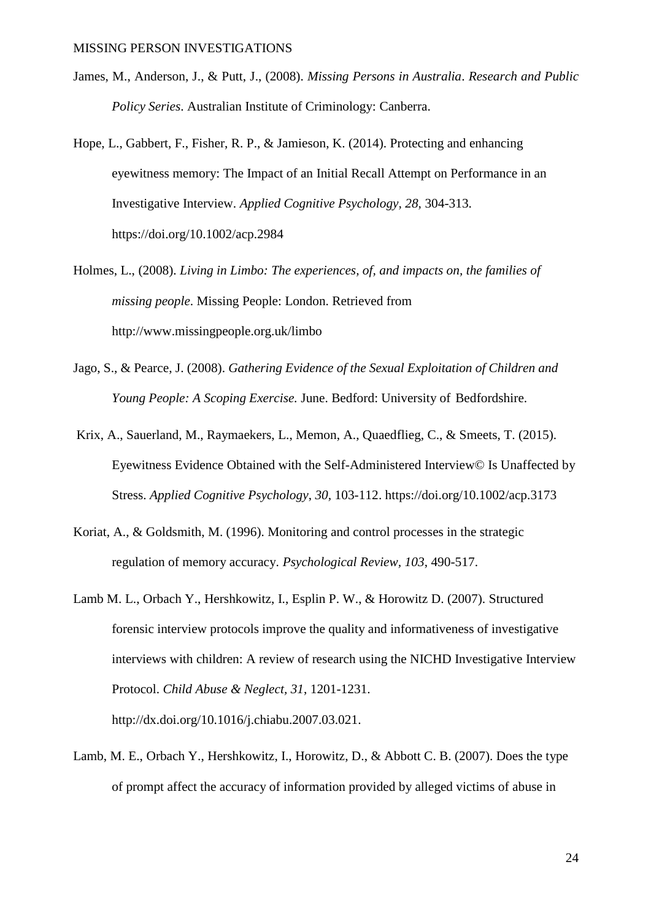James, M., Anderson, J., & Putt, J., (2008). *Missing Persons in Australia*. *Research and Public Policy Series*. Australian Institute of Criminology: Canberra.

Hope, L., Gabbert, F., Fisher, R. P., & Jamieson, K. (2014). Protecting and enhancing eyewitness memory: The Impact of an Initial Recall Attempt on Performance in an Investigative Interview. *Applied Cognitive Psychology, 28,* 304-313. https://doi.org/10.1002/acp.2984

Holmes, L., (2008). *Living in Limbo: The experiences, of, and impacts on, the families of missing people*. Missing People: London. Retrieved from http://www.missingpeople.org.uk/limbo

Jago, S., & Pearce, J. (2008). *Gathering Evidence of the Sexual Exploitation of Children and Young People: A Scoping Exercise.* June. Bedford: University of Bedfordshire.

Krix, A., Sauerland, M., Raymaekers, L., Memon, A., Quaedflieg, C., & Smeets, T. (2015). Eyewitness Evidence Obtained with the Self-Administered Interview© Is Unaffected by Stress. *Applied Cognitive Psychology, 30,* 103-112. https://doi.org/10.1002/acp.3173

Koriat, A., & Goldsmith, M. (1996). Monitoring and control processes in the strategic regulation of memory accuracy. *Psychological Review, 103*, 490-517.

Lamb M. L., Orbach Y., Hershkowitz, I., Esplin P. W., & Horowitz D. (2007). Structured forensic interview protocols improve the quality and informativeness of investigative interviews with children: A review of research using the NICHD Investigative Interview Protocol. *Child Abuse & Neglect, 31*, 1201-1231. http://dx.doi.org/10.1016/j.chiabu.2007.03.021.

Lamb, M. E., Orbach Y., Hershkowitz, I., Horowitz, D., & Abbott C. B. (2007). Does the type of prompt affect the accuracy of information provided by alleged victims of abuse in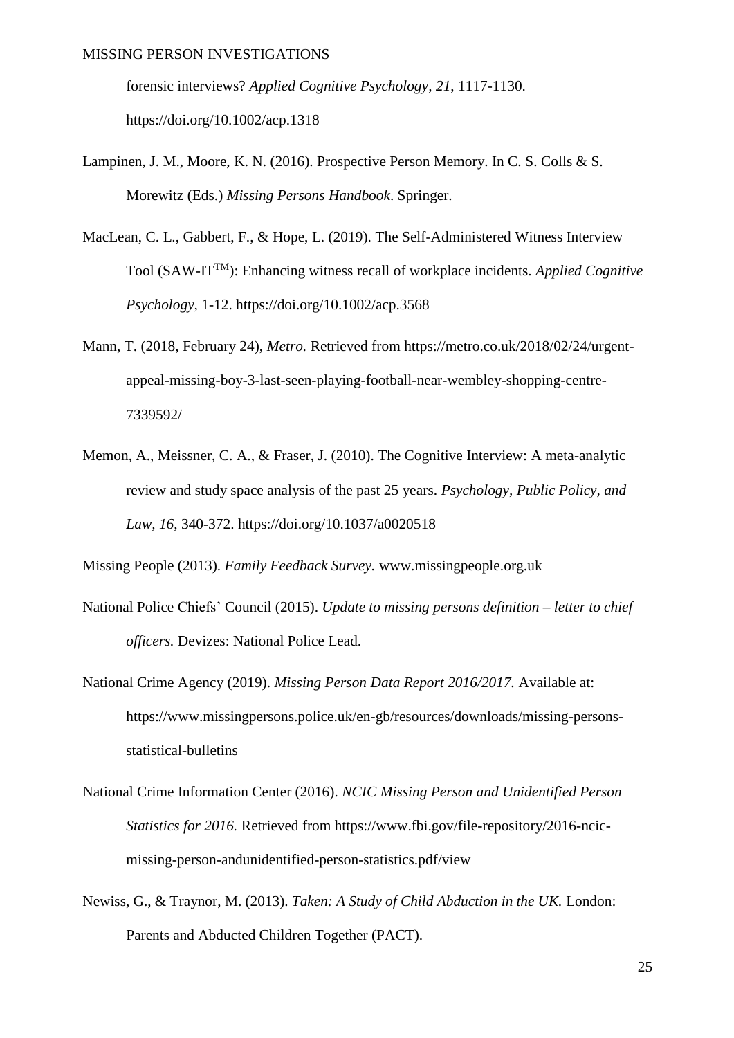forensic interviews? *Applied Cognitive Psychology, 21*, 1117-1130. https://doi.org/10.1002/acp.1318

Lampinen, J. M., Moore, K. N. (2016). Prospective Person Memory. In C. S. Colls & S. Morewitz (Eds.) *Missing Persons Handbook*. Springer.

MacLean, C. L., Gabbert, F., & Hope, L. (2019). The Self-Administered Witness Interview Tool (SAW-IT$^{TM}$): Enhancing witness recall of workplace incidents. *Applied Cognitive Psychology*, 1-12. https://doi.org/10.1002/acp.3568

Mann, T. (2018, February 24), *Metro.* Retrieved from https://metro.co.uk/2018/02/24/urgent-appeal-missing-boy-3-last-seen-playing-football-near-wembley-shopping-centre-7339592/

Memon, A., Meissner, C. A., & Fraser, J. (2010). The Cognitive Interview: A meta-analytic review and study space analysis of the past 25 years. *Psychology, Public Policy, and Law, 16*, 340-372. https://doi.org/10.1037/a0020518

Missing People (2013). *Family Feedback Survey.* www.missingpeople.org.uk

National Police Chiefs' Council (2015). *Update to missing persons definition – letter to chief officers.* Devizes: National Police Lead.

National Crime Agency (2019). *Missing Person Data Report 2016/2017.* Available at: https://www.missingpersons.police.uk/en-gb/resources/downloads/missing-persons-statistical-bulletins

National Crime Information Center (2016). *NCIC Missing Person and Unidentified Person Statistics for 2016.* Retrieved from https://www.fbi.gov/file-repository/2016-ncic-missing-person-andunidentified-person-statistics.pdf/view

Newiss, G., & Traynor, M. (2013). *Taken: A Study of Child Abduction in the UK.* London: Parents and Abducted Children Together (PACT).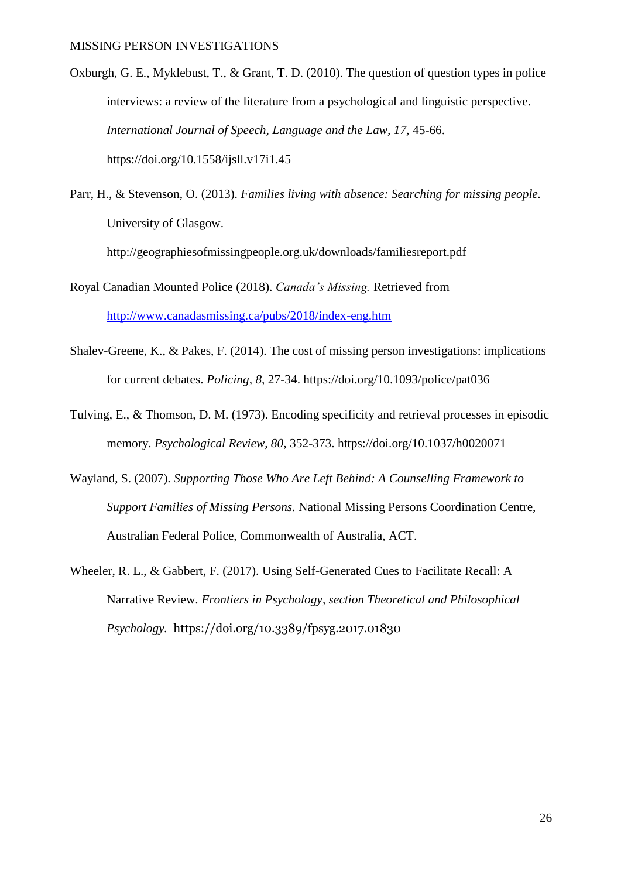Oxburgh, G. E., Myklebust, T., & Grant, T. D. (2010). The question of question types in police interviews: a review of the literature from a psychological and linguistic perspective. *International Journal of Speech, Language and the Law, 17,* 45-66. https://doi.org/10.1558/ijsll.v17i1.45

Parr, H., & Stevenson, O. (2013). *Families living with absence: Searching for missing people.* University of Glasgow. http://geographiesofmissingpeople.org.uk/downloads/familiesreport.pdf

Royal Canadian Mounted Police (2018). *Canada's Missing.* Retrieved from http://www.canadasmissing.ca/pubs/2018/index-eng.htm

Shalev-Greene, K., & Pakes, F. (2014). The cost of missing person investigations: implications for current debates. *Policing, 8,* 27-34. https://doi.org/10.1093/police/pat036

Tulving, E., & Thomson, D. M. (1973). Encoding specificity and retrieval processes in episodic memory. *Psychological Review, 80,* 352-373. https://doi.org/10.1037/h0020071

Wayland, S. (2007). *Supporting Those Who Are Left Behind: A Counselling Framework to Support Families of Missing Persons.* National Missing Persons Coordination Centre, Australian Federal Police, Commonwealth of Australia, ACT.

Wheeler, R. L., & Gabbert, F. (2017). Using Self-Generated Cues to Facilitate Recall: A Narrative Review. *Frontiers in Psychology, section Theoretical and Philosophical Psychology.* https://doi.org/10.3389/fpsyg.2017.01830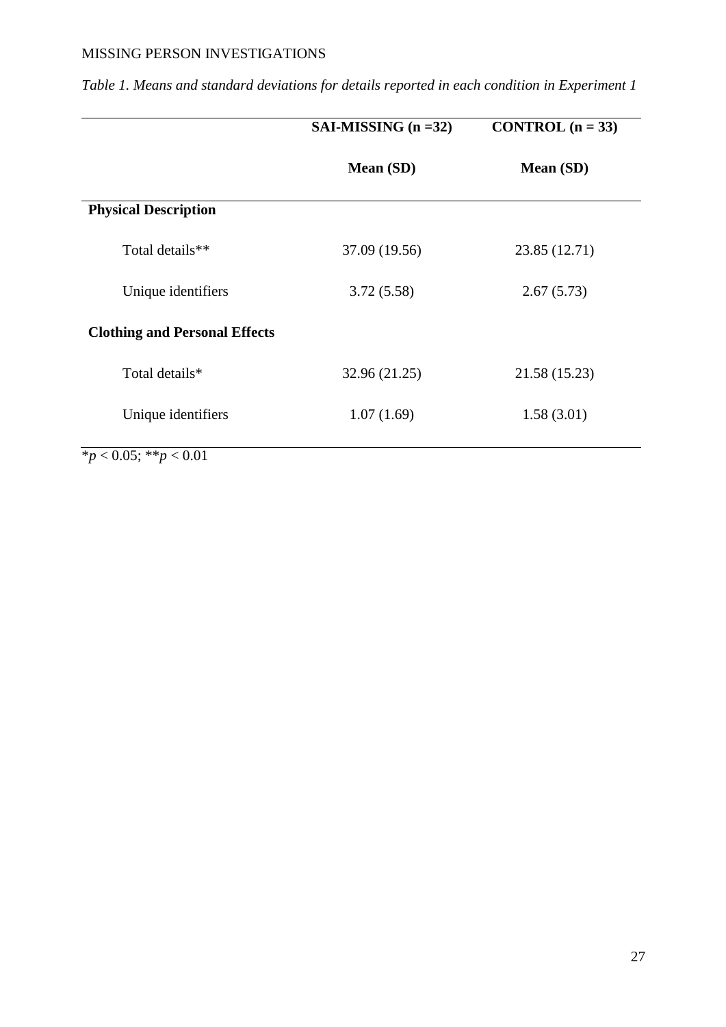*Table 1. Means and standard deviations for details reported in each condition in Experiment 1*

| | SAI-MISSING (n =32) | CONTROL (n = 33) |
|---|---|---|
| | **Mean (SD)** | **Mean (SD)** |
| **Physical Description** | | |
| Total details** | 37.09 (19.56) | 23.85 (12.71) |
| Unique identifiers | 3.72 (5.58) | 2.67 (5.73) |
| **Clothing and Personal Effects** | | |
| Total details* | 32.96 (21.25) | 21.58 (15.23) |
| Unique identifiers | 1.07 (1.69) | 1.58 (3.01) |

*$p < 0.05$; **$p < 0.01$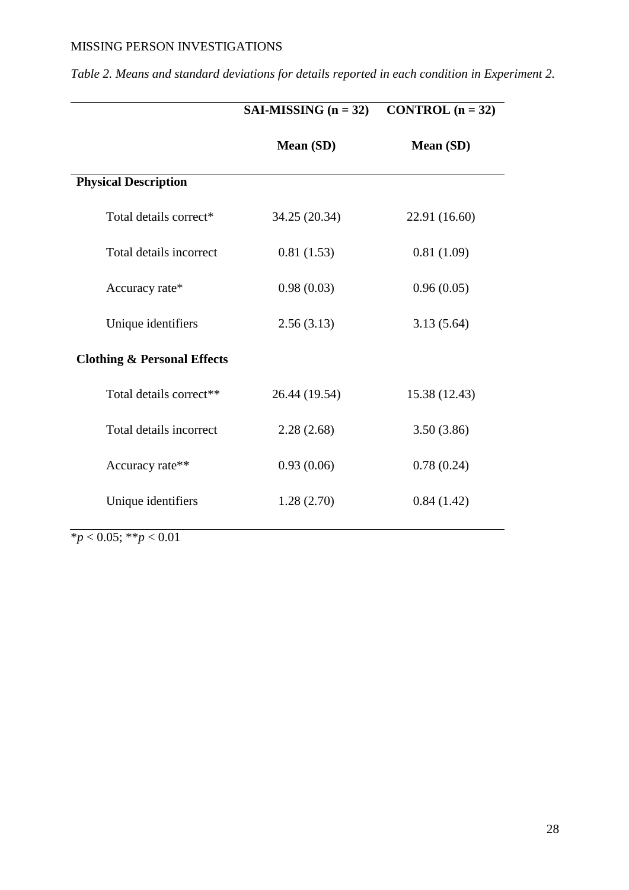*Table 2. Means and standard deviations for details reported in each condition in Experiment 2.*

| | SAI-MISSING (n = 32) | CONTROL (n = 32) |
|---|---|---|
| | **Mean (SD)** | **Mean (SD)** |
| **Physical Description** | | |
| Total details correct* | 34.25 (20.34) | 22.91 (16.60) |
| Total details incorrect | 0.81 (1.53) | 0.81 (1.09) |
| Accuracy rate* | 0.98 (0.03) | 0.96 (0.05) |
| Unique identifiers | 2.56 (3.13) | 3.13 (5.64) |
| **Clothing & Personal Effects** | | |
| Total details correct** | 26.44 (19.54) | 15.38 (12.43) |
| Total details incorrect | 2.28 (2.68) | 3.50 (3.86) |
| Accuracy rate** | 0.93 (0.06) | 0.78 (0.24) |
| Unique identifiers | 1.28 (2.70) | 0.84 (1.42) |

*$p < 0.05$; **$p < 0.01$